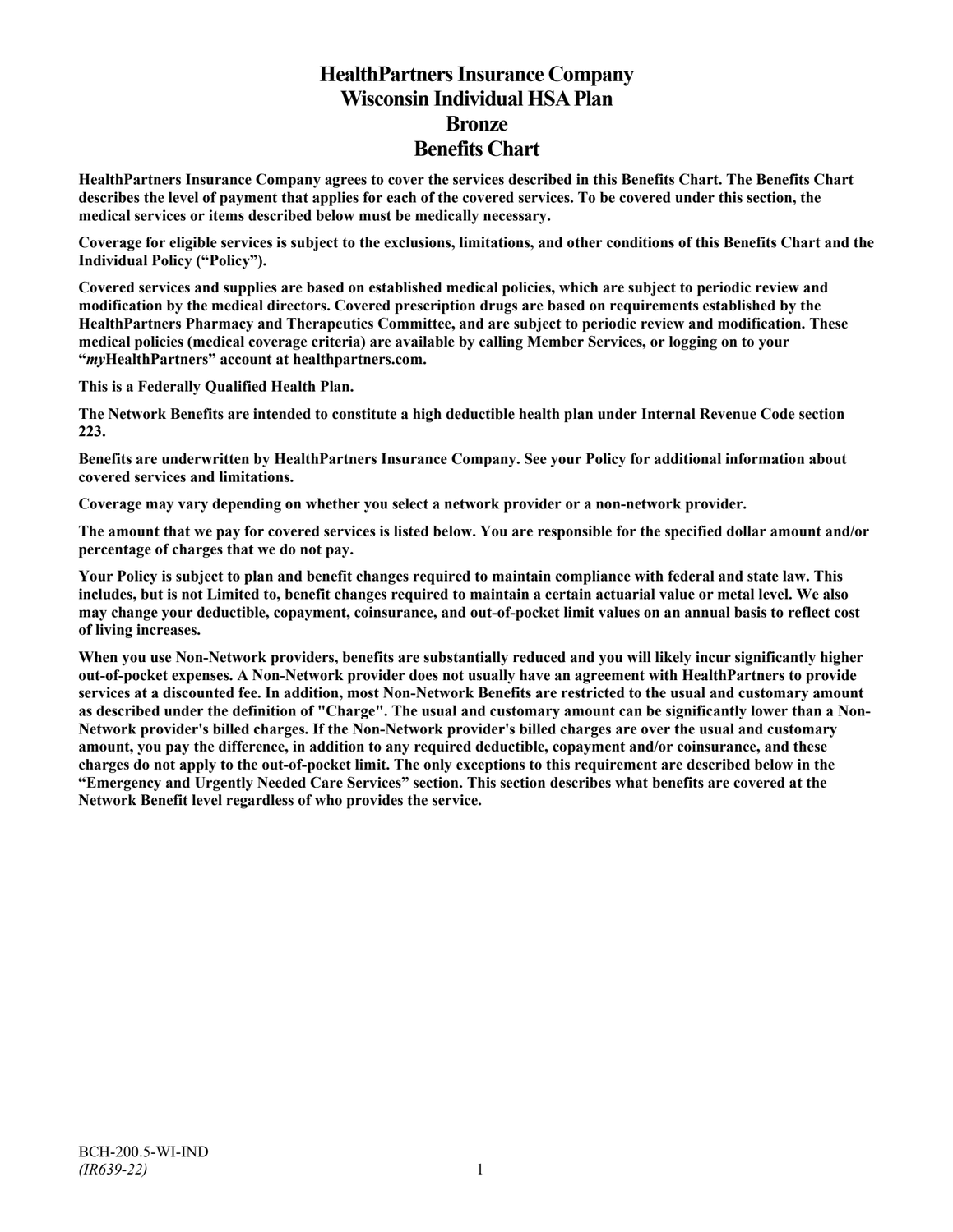# HealthPartners Insurance Company
# Wisconsin Individual HSA Plan
# Bronze
# Benefits Chart

**HealthPartners Insurance Company agrees to cover the services described in this Benefits Chart. The Benefits Chart describes the level of payment that applies for each of the covered services. To be covered under this section, the medical services or items described below must be medically necessary.**

**Coverage for eligible services is subject to the exclusions, limitations, and other conditions of this Benefits Chart and the Individual Policy ("Policy").**

**Covered services and supplies are based on established medical policies, which are subject to periodic review and modification by the medical directors. Covered prescription drugs are based on requirements established by the HealthPartners Pharmacy and Therapeutics Committee, and are subject to periodic review and modification. These medical policies (medical coverage criteria) are available by calling Member Services, or logging on to your "*my*HealthPartners" account at healthpartners.com.**

**This is a Federally Qualified Health Plan.**

**The Network Benefits are intended to constitute a high deductible health plan under Internal Revenue Code section 223.**

**Benefits are underwritten by HealthPartners Insurance Company. See your Policy for additional information about covered services and limitations.**

**Coverage may vary depending on whether you select a network provider or a non-network provider.**

**The amount that we pay for covered services is listed below. You are responsible for the specified dollar amount and/or percentage of charges that we do not pay.**

**Your Policy is subject to plan and benefit changes required to maintain compliance with federal and state law. This includes, but is not Limited to, benefit changes required to maintain a certain actuarial value or metal level. We also may change your deductible, copayment, coinsurance, and out-of-pocket limit values on an annual basis to reflect cost of living increases.**

**When you use Non-Network providers, benefits are substantially reduced and you will likely incur significantly higher out-of-pocket expenses. A Non-Network provider does not usually have an agreement with HealthPartners to provide services at a discounted fee. In addition, most Non-Network Benefits are restricted to the usual and customary amount as described under the definition of "Charge". The usual and customary amount can be significantly lower than a Non-Network provider's billed charges. If the Non-Network provider's billed charges are over the usual and customary amount, you pay the difference, in addition to any required deductible, copayment and/or coinsurance, and these charges do not apply to the out-of-pocket limit. The only exceptions to this requirement are described below in the "Emergency and Urgently Needed Care Services" section. This section describes what benefits are covered at the Network Benefit level regardless of who provides the service.**

BCH-200.5-WI-IND
*(IR639-22)*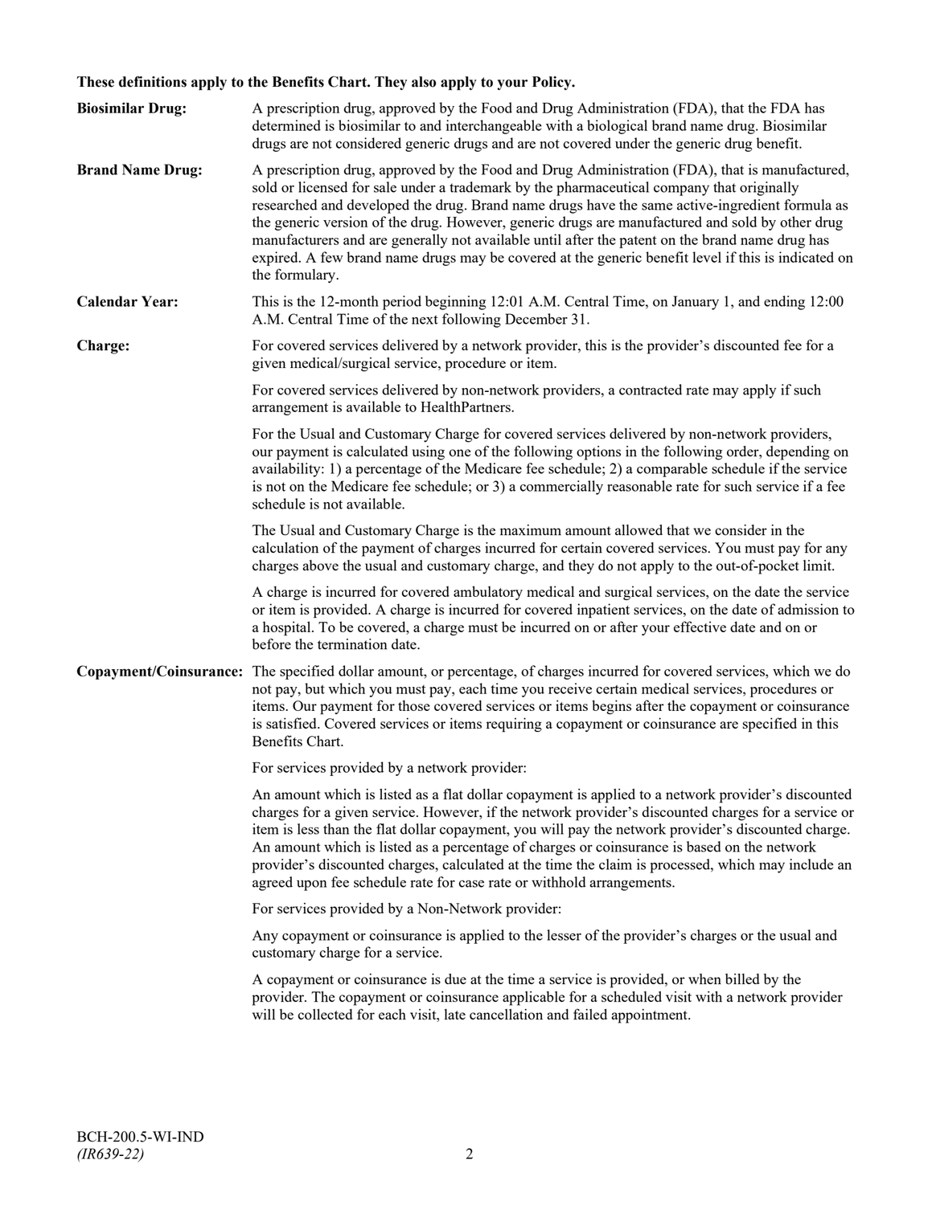**These definitions apply to the Benefits Chart. They also apply to your Policy.**

**Biosimilar Drug:** A prescription drug, approved by the Food and Drug Administration (FDA), that the FDA has determined is biosimilar to and interchangeable with a biological brand name drug. Biosimilar drugs are not considered generic drugs and are not covered under the generic drug benefit.

**Brand Name Drug:** A prescription drug, approved by the Food and Drug Administration (FDA), that is manufactured, sold or licensed for sale under a trademark by the pharmaceutical company that originally researched and developed the drug. Brand name drugs have the same active-ingredient formula as the generic version of the drug. However, generic drugs are manufactured and sold by other drug manufacturers and are generally not available until after the patent on the brand name drug has expired. A few brand name drugs may be covered at the generic benefit level if this is indicated on the formulary.

**Calendar Year:** This is the 12-month period beginning 12:01 A.M. Central Time, on January 1, and ending 12:00 A.M. Central Time of the next following December 31.

**Charge:** For covered services delivered by a network provider, this is the provider's discounted fee for a given medical/surgical service, procedure or item.

For covered services delivered by non-network providers, a contracted rate may apply if such arrangement is available to HealthPartners.

For the Usual and Customary Charge for covered services delivered by non-network providers, our payment is calculated using one of the following options in the following order, depending on availability: 1) a percentage of the Medicare fee schedule; 2) a comparable schedule if the service is not on the Medicare fee schedule; or 3) a commercially reasonable rate for such service if a fee schedule is not available.

The Usual and Customary Charge is the maximum amount allowed that we consider in the calculation of the payment of charges incurred for certain covered services. You must pay for any charges above the usual and customary charge, and they do not apply to the out-of-pocket limit.

A charge is incurred for covered ambulatory medical and surgical services, on the date the service or item is provided. A charge is incurred for covered inpatient services, on the date of admission to a hospital. To be covered, a charge must be incurred on or after your effective date and on or before the termination date.

**Copayment/Coinsurance:** The specified dollar amount, or percentage, of charges incurred for covered services, which we do not pay, but which you must pay, each time you receive certain medical services, procedures or items. Our payment for those covered services or items begins after the copayment or coinsurance is satisfied. Covered services or items requiring a copayment or coinsurance are specified in this Benefits Chart.

For services provided by a network provider:

An amount which is listed as a flat dollar copayment is applied to a network provider's discounted charges for a given service. However, if the network provider's discounted charges for a service or item is less than the flat dollar copayment, you will pay the network provider's discounted charge. An amount which is listed as a percentage of charges or coinsurance is based on the network provider's discounted charges, calculated at the time the claim is processed, which may include an agreed upon fee schedule rate for case rate or withhold arrangements.

For services provided by a Non-Network provider:

Any copayment or coinsurance is applied to the lesser of the provider's charges or the usual and customary charge for a service.

A copayment or coinsurance is due at the time a service is provided, or when billed by the provider. The copayment or coinsurance applicable for a scheduled visit with a network provider will be collected for each visit, late cancellation and failed appointment.

BCH-200.5-WI-IND
*(IR639-22)*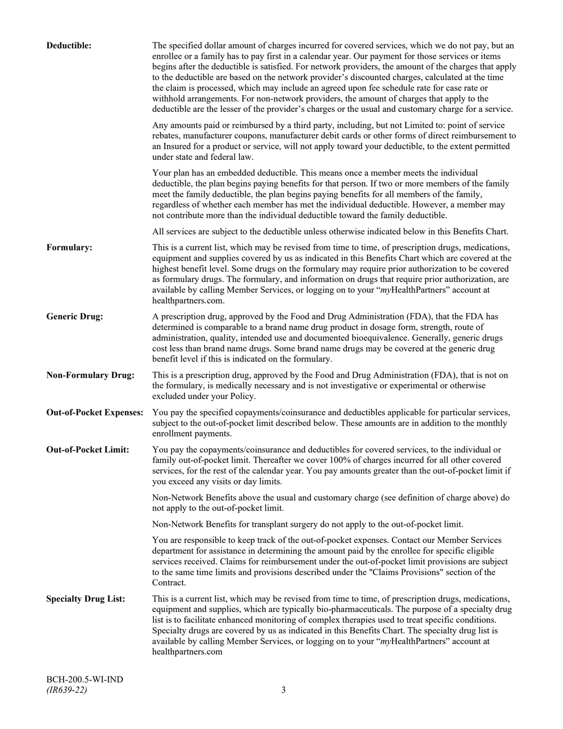**Deductible:** The specified dollar amount of charges incurred for covered services, which we do not pay, but an enrollee or a family has to pay first in a calendar year. Our payment for those services or items begins after the deductible is satisfied. For network providers, the amount of the charges that apply to the deductible are based on the network provider's discounted charges, calculated at the time the claim is processed, which may include an agreed upon fee schedule rate for case rate or withhold arrangements. For non-network providers, the amount of charges that apply to the deductible are the lesser of the provider's charges or the usual and customary charge for a service.

Any amounts paid or reimbursed by a third party, including, but not Limited to: point of service rebates, manufacturer coupons, manufacturer debit cards or other forms of direct reimbursement to an Insured for a product or service, will not apply toward your deductible, to the extent permitted under state and federal law.

Your plan has an embedded deductible. This means once a member meets the individual deductible, the plan begins paying benefits for that person. If two or more members of the family meet the family deductible, the plan begins paying benefits for all members of the family, regardless of whether each member has met the individual deductible. However, a member may not contribute more than the individual deductible toward the family deductible.

All services are subject to the deductible unless otherwise indicated below in this Benefits Chart.

**Formulary:** This is a current list, which may be revised from time to time, of prescription drugs, medications, equipment and supplies covered by us as indicated in this Benefits Chart which are covered at the highest benefit level. Some drugs on the formulary may require prior authorization to be covered as formulary drugs. The formulary, and information on drugs that require prior authorization, are available by calling Member Services, or logging on to your "*my*HealthPartners" account at healthpartners.com.

**Generic Drug:** A prescription drug, approved by the Food and Drug Administration (FDA), that the FDA has determined is comparable to a brand name drug product in dosage form, strength, route of administration, quality, intended use and documented bioequivalence. Generally, generic drugs cost less than brand name drugs. Some brand name drugs may be covered at the generic drug benefit level if this is indicated on the formulary.

**Non-Formulary Drug:** This is a prescription drug, approved by the Food and Drug Administration (FDA), that is not on the formulary, is medically necessary and is not investigative or experimental or otherwise excluded under your Policy.

**Out-of-Pocket Expenses:** You pay the specified copayments/coinsurance and deductibles applicable for particular services, subject to the out-of-pocket limit described below. These amounts are in addition to the monthly enrollment payments.

**Out-of-Pocket Limit:** You pay the copayments/coinsurance and deductibles for covered services, to the individual or family out-of-pocket limit. Thereafter we cover 100% of charges incurred for all other covered services, for the rest of the calendar year. You pay amounts greater than the out-of-pocket limit if you exceed any visits or day limits.

Non-Network Benefits above the usual and customary charge (see definition of charge above) do not apply to the out-of-pocket limit.

Non-Network Benefits for transplant surgery do not apply to the out-of-pocket limit.

You are responsible to keep track of the out-of-pocket expenses. Contact our Member Services department for assistance in determining the amount paid by the enrollee for specific eligible services received. Claims for reimbursement under the out-of-pocket limit provisions are subject to the same time limits and provisions described under the "Claims Provisions" section of the Contract.

**Specialty Drug List:** This is a current list, which may be revised from time to time, of prescription drugs, medications, equipment and supplies, which are typically bio-pharmaceuticals. The purpose of a specialty drug list is to facilitate enhanced monitoring of complex therapies used to treat specific conditions. Specialty drugs are covered by us as indicated in this Benefits Chart. The specialty drug list is available by calling Member Services, or logging on to your "*my*HealthPartners" account at healthpartners.com

BCH-200.5-WI-IND
*(IR639-22)*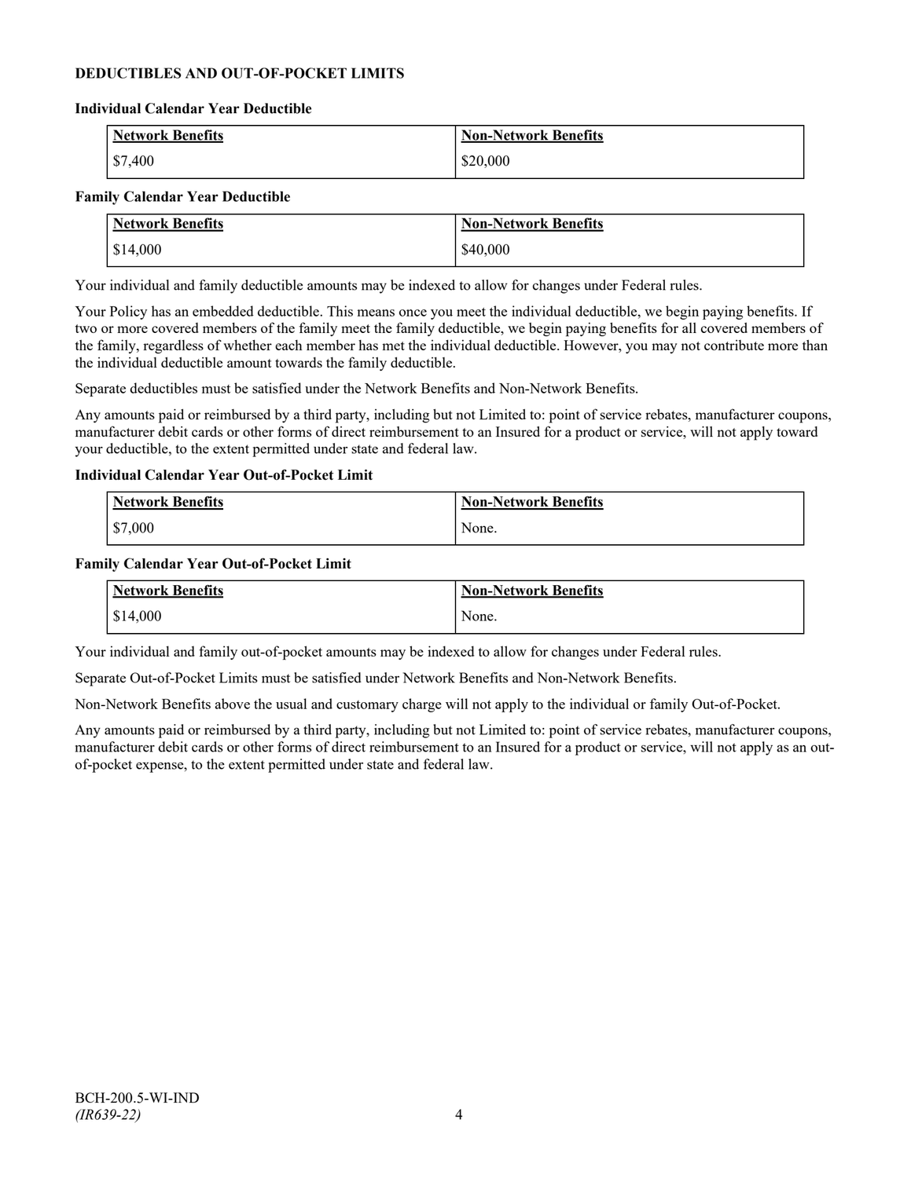## DEDUCTIBLES AND OUT-OF-POCKET LIMITS

### Individual Calendar Year Deductible

| Network Benefits | Non-Network Benefits |
|---|---|
| $7,400 | $20,000 |

### Family Calendar Year Deductible

| Network Benefits | Non-Network Benefits |
|---|---|
| $14,000 | $40,000 |

Your individual and family deductible amounts may be indexed to allow for changes under Federal rules.

Your Policy has an embedded deductible. This means once you meet the individual deductible, we begin paying benefits. If two or more covered members of the family meet the family deductible, we begin paying benefits for all covered members of the family, regardless of whether each member has met the individual deductible. However, you may not contribute more than the individual deductible amount towards the family deductible.

Separate deductibles must be satisfied under the Network Benefits and Non-Network Benefits.

Any amounts paid or reimbursed by a third party, including but not Limited to: point of service rebates, manufacturer coupons, manufacturer debit cards or other forms of direct reimbursement to an Insured for a product or service, will not apply toward your deductible, to the extent permitted under state and federal law.

### Individual Calendar Year Out-of-Pocket Limit

| Network Benefits | Non-Network Benefits |
|---|---|
| $7,000 | None. |

### Family Calendar Year Out-of-Pocket Limit

| Network Benefits | Non-Network Benefits |
|---|---|
| $14,000 | None. |

Your individual and family out-of-pocket amounts may be indexed to allow for changes under Federal rules.

Separate Out-of-Pocket Limits must be satisfied under Network Benefits and Non-Network Benefits.

Non-Network Benefits above the usual and customary charge will not apply to the individual or family Out-of-Pocket.

Any amounts paid or reimbursed by a third party, including but not Limited to: point of service rebates, manufacturer coupons, manufacturer debit cards or other forms of direct reimbursement to an Insured for a product or service, will not apply as an out-of-pocket expense, to the extent permitted under state and federal law.

BCH-200.5-WI-IND
*(IR639-22)*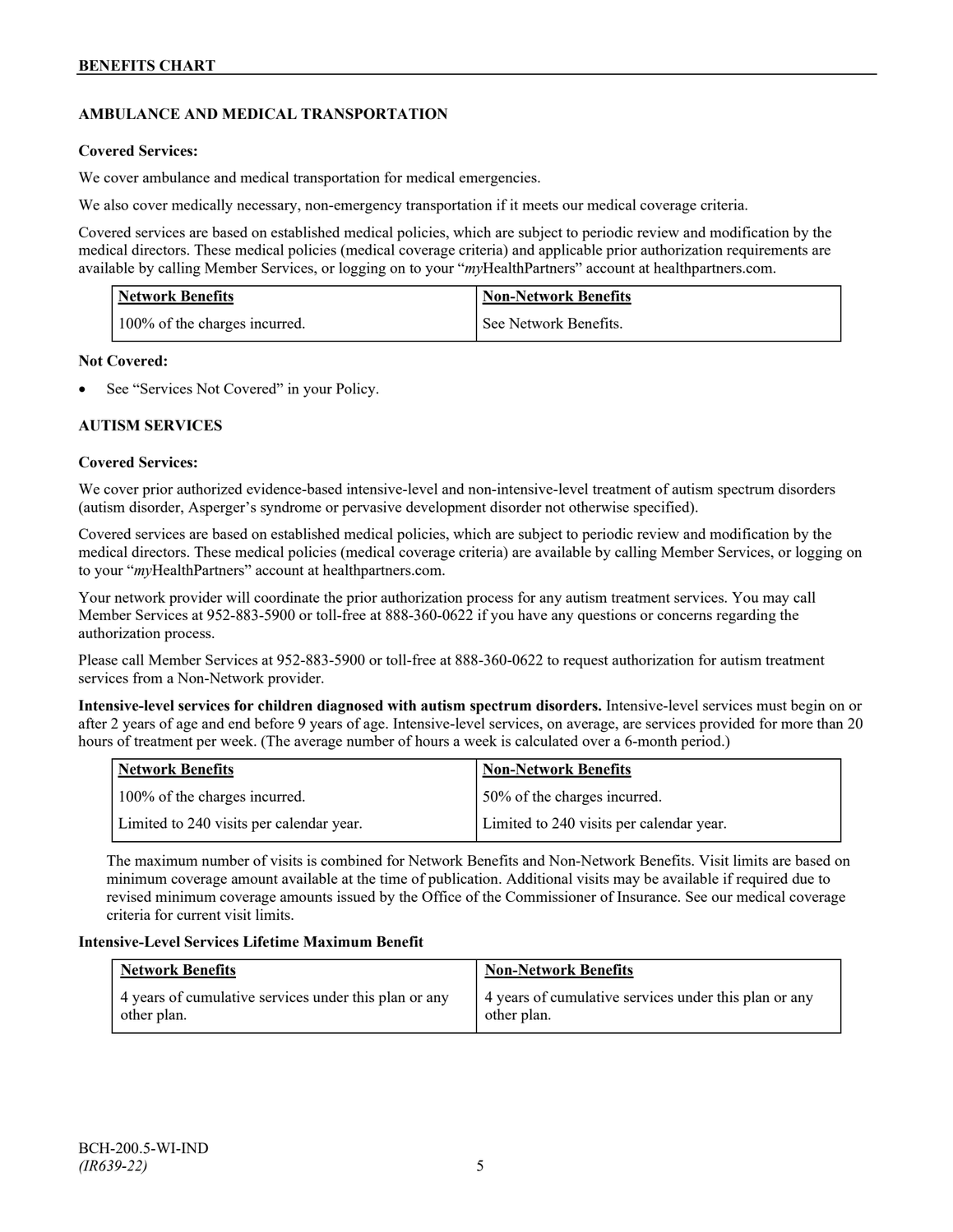## AMBULANCE AND MEDICAL TRANSPORTATION

**Covered Services:**

We cover ambulance and medical transportation for medical emergencies.

We also cover medically necessary, non-emergency transportation if it meets our medical coverage criteria.

Covered services are based on established medical policies, which are subject to periodic review and modification by the medical directors. These medical policies (medical coverage criteria) and applicable prior authorization requirements are available by calling Member Services, or logging on to your "*my*HealthPartners" account at healthpartners.com.

| Network Benefits | Non-Network Benefits |
|---|---|
| 100% of the charges incurred. | See Network Benefits. |

**Not Covered:**

- See "Services Not Covered" in your Policy.

## AUTISM SERVICES

**Covered Services:**

We cover prior authorized evidence-based intensive-level and non-intensive-level treatment of autism spectrum disorders (autism disorder, Asperger's syndrome or pervasive development disorder not otherwise specified).

Covered services are based on established medical policies, which are subject to periodic review and modification by the medical directors. These medical policies (medical coverage criteria) are available by calling Member Services, or logging on to your "*my*HealthPartners" account at healthpartners.com.

Your network provider will coordinate the prior authorization process for any autism treatment services. You may call Member Services at 952-883-5900 or toll-free at 888-360-0622 if you have any questions or concerns regarding the authorization process.

Please call Member Services at 952-883-5900 or toll-free at 888-360-0622 to request authorization for autism treatment services from a Non-Network provider.

**Intensive-level services for children diagnosed with autism spectrum disorders.** Intensive-level services must begin on or after 2 years of age and end before 9 years of age. Intensive-level services, on average, are services provided for more than 20 hours of treatment per week. (The average number of hours a week is calculated over a 6-month period.)

| Network Benefits | Non-Network Benefits |
|---|---|
| 100% of the charges incurred. | 50% of the charges incurred. |
| Limited to 240 visits per calendar year. | Limited to 240 visits per calendar year. |

The maximum number of visits is combined for Network Benefits and Non-Network Benefits. Visit limits are based on minimum coverage amount available at the time of publication. Additional visits may be available if required due to revised minimum coverage amounts issued by the Office of the Commissioner of Insurance. See our medical coverage criteria for current visit limits.

**Intensive-Level Services Lifetime Maximum Benefit**

| Network Benefits | Non-Network Benefits |
|---|---|
| 4 years of cumulative services under this plan or any other plan. | 4 years of cumulative services under this plan or any other plan. |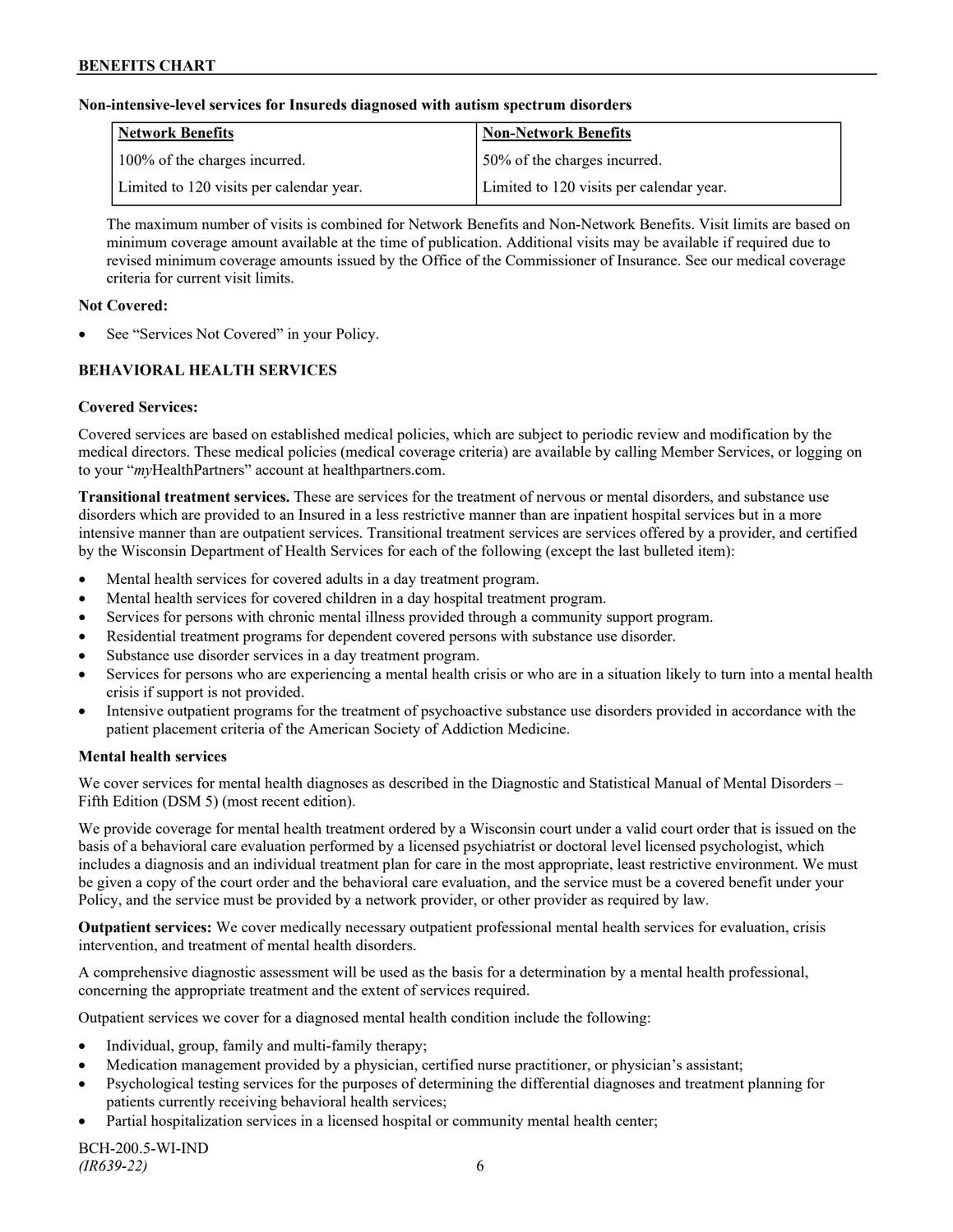**Non-intensive-level services for Insureds diagnosed with autism spectrum disorders**

| Network Benefits | Non-Network Benefits |
|---|---|
| 100% of the charges incurred. | 50% of the charges incurred. |
| Limited to 120 visits per calendar year. | Limited to 120 visits per calendar year. |

The maximum number of visits is combined for Network Benefits and Non-Network Benefits. Visit limits are based on minimum coverage amount available at the time of publication. Additional visits may be available if required due to revised minimum coverage amounts issued by the Office of the Commissioner of Insurance. See our medical coverage criteria for current visit limits.

**Not Covered:**

- See "Services Not Covered" in your Policy.

**BEHAVIORAL HEALTH SERVICES**

**Covered Services:**

Covered services are based on established medical policies, which are subject to periodic review and modification by the medical directors. These medical policies (medical coverage criteria) are available by calling Member Services, or logging on to your "*my*HealthPartners" account at healthpartners.com.

**Transitional treatment services.** These are services for the treatment of nervous or mental disorders, and substance use disorders which are provided to an Insured in a less restrictive manner than are inpatient hospital services but in a more intensive manner than are outpatient services. Transitional treatment services are services offered by a provider, and certified by the Wisconsin Department of Health Services for each of the following (except the last bulleted item):

- Mental health services for covered adults in a day treatment program.
- Mental health services for covered children in a day hospital treatment program.
- Services for persons with chronic mental illness provided through a community support program.
- Residential treatment programs for dependent covered persons with substance use disorder.
- Substance use disorder services in a day treatment program.
- Services for persons who are experiencing a mental health crisis or who are in a situation likely to turn into a mental health crisis if support is not provided.
- Intensive outpatient programs for the treatment of psychoactive substance use disorders provided in accordance with the patient placement criteria of the American Society of Addiction Medicine.

**Mental health services**

We cover services for mental health diagnoses as described in the Diagnostic and Statistical Manual of Mental Disorders – Fifth Edition (DSM 5) (most recent edition).

We provide coverage for mental health treatment ordered by a Wisconsin court under a valid court order that is issued on the basis of a behavioral care evaluation performed by a licensed psychiatrist or doctoral level licensed psychologist, which includes a diagnosis and an individual treatment plan for care in the most appropriate, least restrictive environment. We must be given a copy of the court order and the behavioral care evaluation, and the service must be a covered benefit under your Policy, and the service must be provided by a network provider, or other provider as required by law.

**Outpatient services:** We cover medically necessary outpatient professional mental health services for evaluation, crisis intervention, and treatment of mental health disorders.

A comprehensive diagnostic assessment will be used as the basis for a determination by a mental health professional, concerning the appropriate treatment and the extent of services required.

Outpatient services we cover for a diagnosed mental health condition include the following:

- Individual, group, family and multi-family therapy;
- Medication management provided by a physician, certified nurse practitioner, or physician's assistant;
- Psychological testing services for the purposes of determining the differential diagnoses and treatment planning for patients currently receiving behavioral health services;
- Partial hospitalization services in a licensed hospital or community mental health center;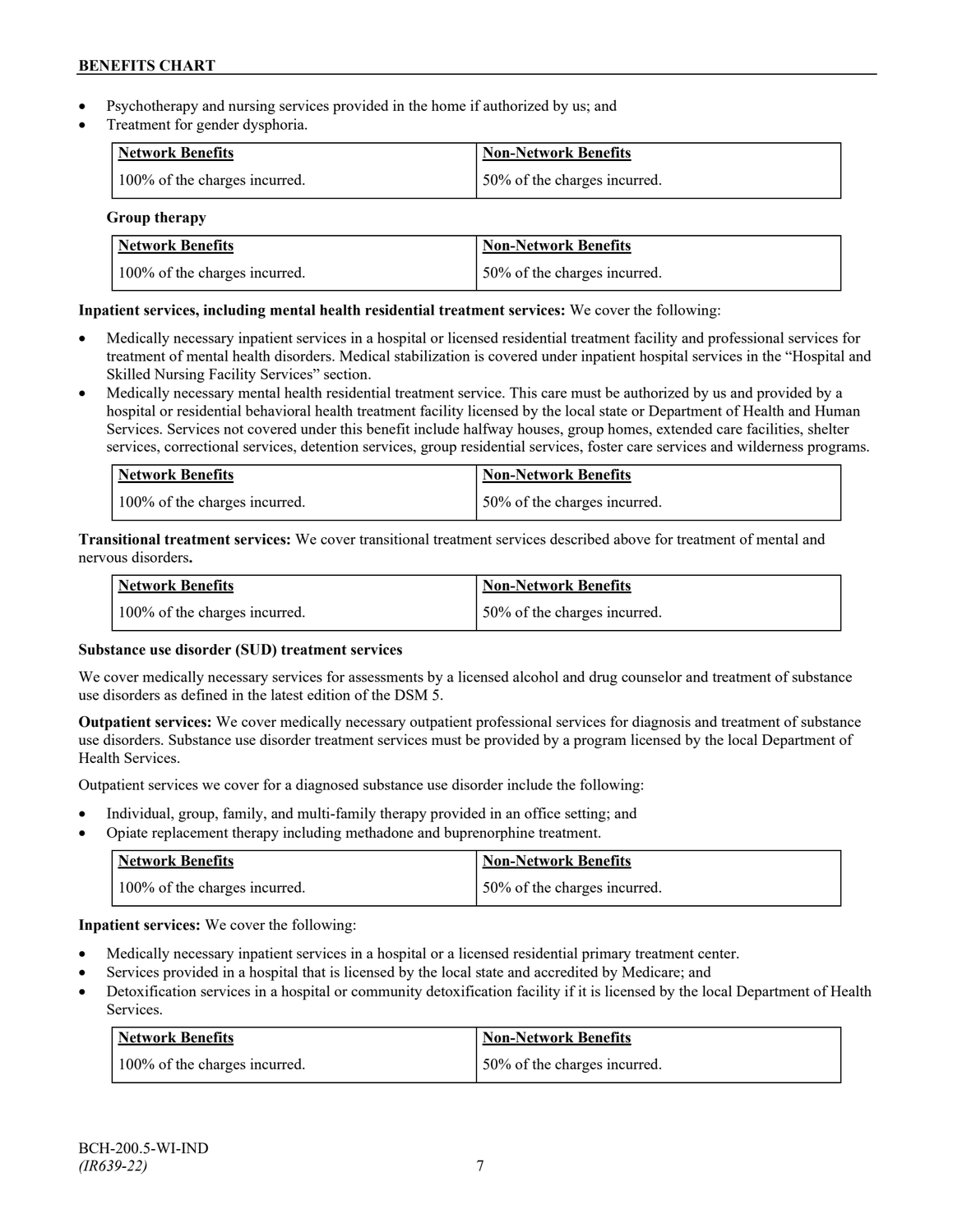- Psychotherapy and nursing services provided in the home if authorized by us; and
- Treatment for gender dysphoria.

| Network Benefits | Non-Network Benefits |
| --- | --- |
| 100% of the charges incurred. | 50% of the charges incurred. |

**Group therapy**

| Network Benefits | Non-Network Benefits |
| --- | --- |
| 100% of the charges incurred. | 50% of the charges incurred. |

**Inpatient services, including mental health residential treatment services:** We cover the following:

- Medically necessary inpatient services in a hospital or licensed residential treatment facility and professional services for treatment of mental health disorders. Medical stabilization is covered under inpatient hospital services in the "Hospital and Skilled Nursing Facility Services" section.
- Medically necessary mental health residential treatment service. This care must be authorized by us and provided by a hospital or residential behavioral health treatment facility licensed by the local state or Department of Health and Human Services. Services not covered under this benefit include halfway houses, group homes, extended care facilities, shelter services, correctional services, detention services, group residential services, foster care services and wilderness programs.

| Network Benefits | Non-Network Benefits |
| --- | --- |
| 100% of the charges incurred. | 50% of the charges incurred. |

**Transitional treatment services:** We cover transitional treatment services described above for treatment of mental and nervous disorders**.**

| Network Benefits | Non-Network Benefits |
| --- | --- |
| 100% of the charges incurred. | 50% of the charges incurred. |

**Substance use disorder (SUD) treatment services**

We cover medically necessary services for assessments by a licensed alcohol and drug counselor and treatment of substance use disorders as defined in the latest edition of the DSM 5.

**Outpatient services:** We cover medically necessary outpatient professional services for diagnosis and treatment of substance use disorders. Substance use disorder treatment services must be provided by a program licensed by the local Department of Health Services.

Outpatient services we cover for a diagnosed substance use disorder include the following:

- Individual, group, family, and multi-family therapy provided in an office setting; and
- Opiate replacement therapy including methadone and buprenorphine treatment.

| Network Benefits | Non-Network Benefits |
| --- | --- |
| 100% of the charges incurred. | 50% of the charges incurred. |

**Inpatient services:** We cover the following:

- Medically necessary inpatient services in a hospital or a licensed residential primary treatment center.
- Services provided in a hospital that is licensed by the local state and accredited by Medicare; and
- Detoxification services in a hospital or community detoxification facility if it is licensed by the local Department of Health Services.

| Network Benefits | Non-Network Benefits |
| --- | --- |
| 100% of the charges incurred. | 50% of the charges incurred. |

BCH-200.5-WI-IND
*(IR639-22)*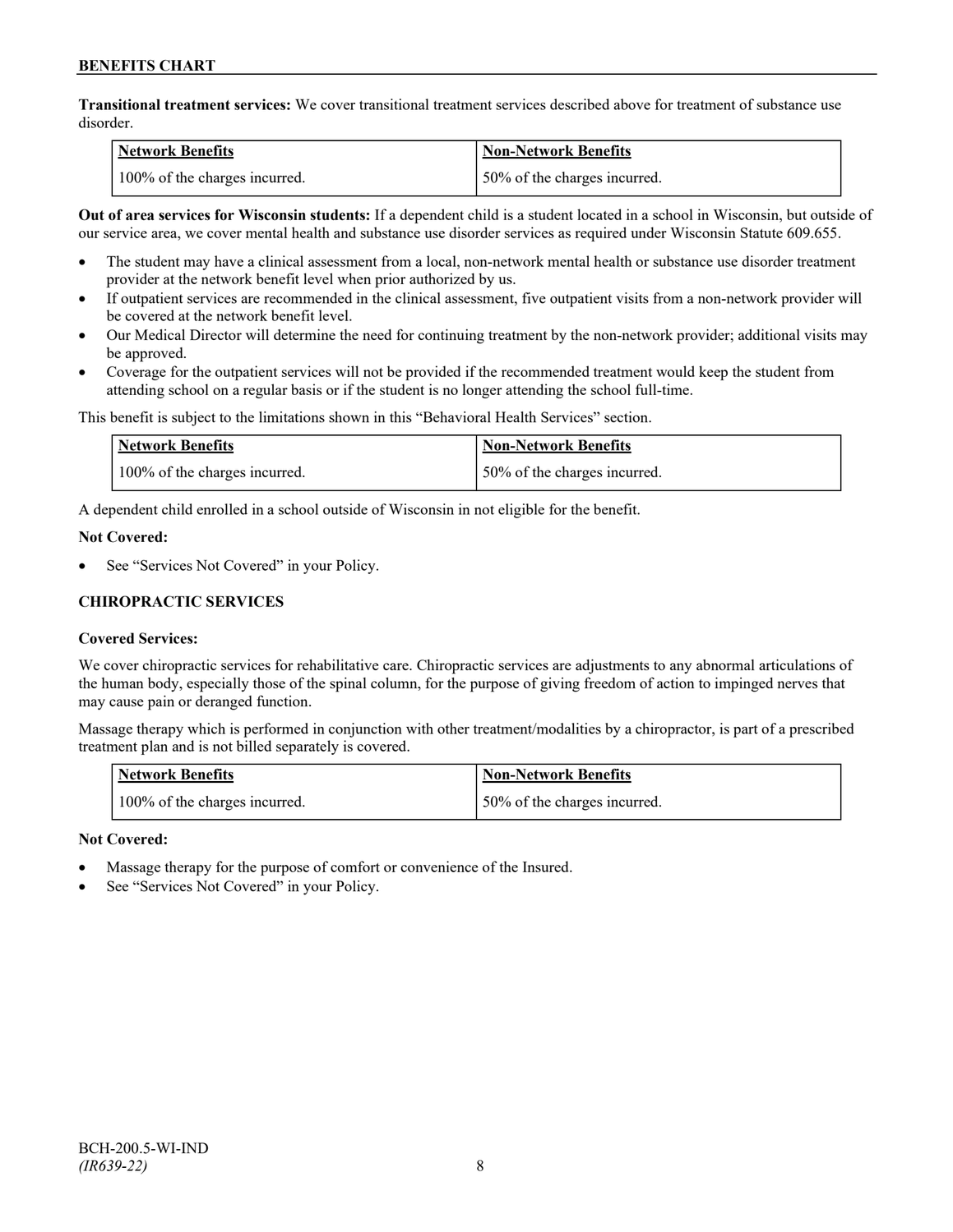**Transitional treatment services:** We cover transitional treatment services described above for treatment of substance use disorder.

| Network Benefits | Non-Network Benefits |
| --- | --- |
| 100% of the charges incurred. | 50% of the charges incurred. |

**Out of area services for Wisconsin students:** If a dependent child is a student located in a school in Wisconsin, but outside of our service area, we cover mental health and substance use disorder services as required under Wisconsin Statute 609.655.

- The student may have a clinical assessment from a local, non-network mental health or substance use disorder treatment provider at the network benefit level when prior authorized by us.
- If outpatient services are recommended in the clinical assessment, five outpatient visits from a non-network provider will be covered at the network benefit level.
- Our Medical Director will determine the need for continuing treatment by the non-network provider; additional visits may be approved.
- Coverage for the outpatient services will not be provided if the recommended treatment would keep the student from attending school on a regular basis or if the student is no longer attending the school full-time.

This benefit is subject to the limitations shown in this "Behavioral Health Services" section.

| Network Benefits | Non-Network Benefits |
| --- | --- |
| 100% of the charges incurred. | 50% of the charges incurred. |

A dependent child enrolled in a school outside of Wisconsin in not eligible for the benefit.

**Not Covered:**

- See "Services Not Covered" in your Policy.

## CHIROPRACTIC SERVICES

**Covered Services:**

We cover chiropractic services for rehabilitative care. Chiropractic services are adjustments to any abnormal articulations of the human body, especially those of the spinal column, for the purpose of giving freedom of action to impinged nerves that may cause pain or deranged function.

Massage therapy which is performed in conjunction with other treatment/modalities by a chiropractor, is part of a prescribed treatment plan and is not billed separately is covered.

| Network Benefits | Non-Network Benefits |
| --- | --- |
| 100% of the charges incurred. | 50% of the charges incurred. |

**Not Covered:**

- Massage therapy for the purpose of comfort or convenience of the Insured.
- See "Services Not Covered" in your Policy.

BCH-200.5-WI-IND
*(IR639-22)*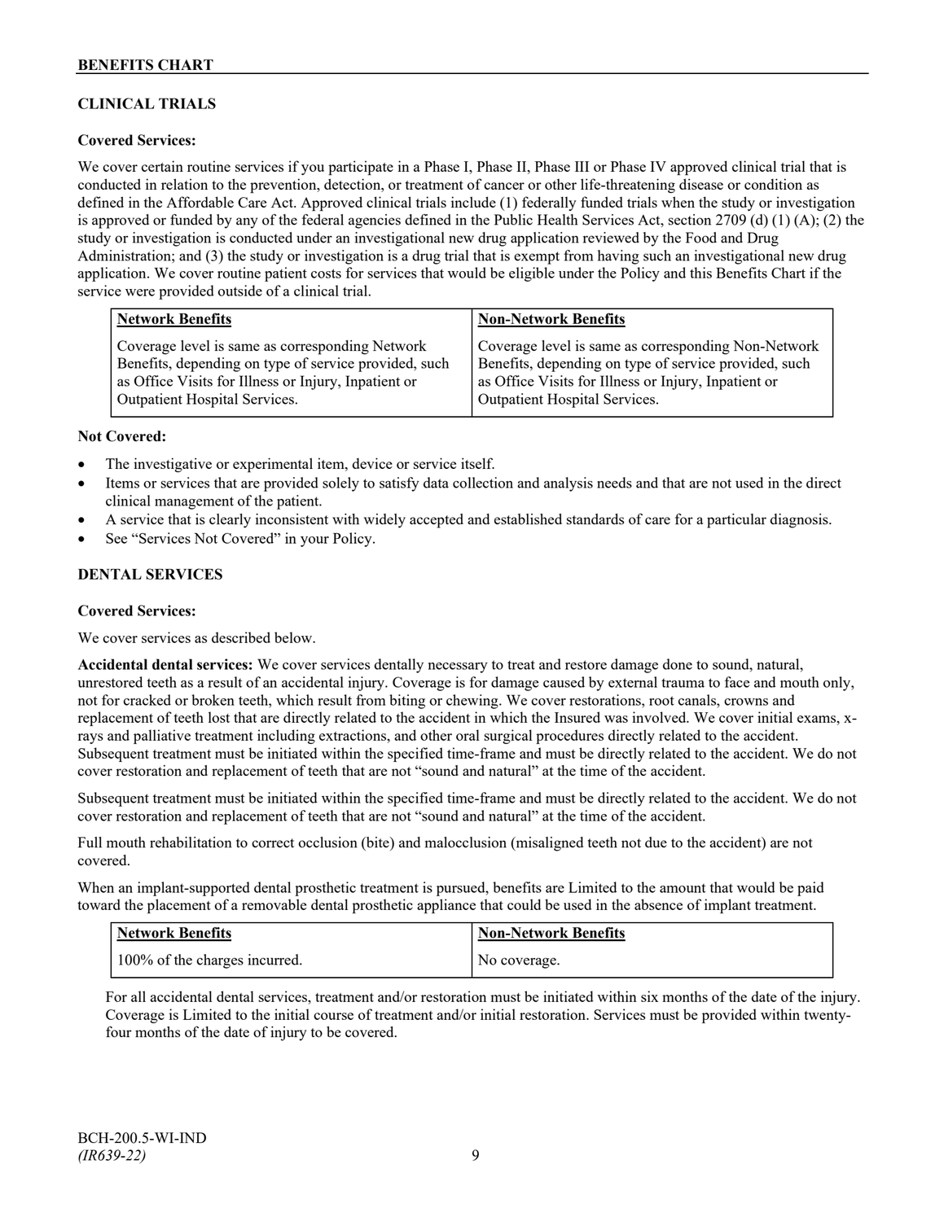## CLINICAL TRIALS

**Covered Services:**

We cover certain routine services if you participate in a Phase I, Phase II, Phase III or Phase IV approved clinical trial that is conducted in relation to the prevention, detection, or treatment of cancer or other life-threatening disease or condition as defined in the Affordable Care Act. Approved clinical trials include (1) federally funded trials when the study or investigation is approved or funded by any of the federal agencies defined in the Public Health Services Act, section 2709 (d) (1) (A); (2) the study or investigation is conducted under an investigational new drug application reviewed by the Food and Drug Administration; and (3) the study or investigation is a drug trial that is exempt from having such an investigational new drug application. We cover routine patient costs for services that would be eligible under the Policy and this Benefits Chart if the service were provided outside of a clinical trial.

| Network Benefits | Non-Network Benefits |
|---|---|
| Coverage level is same as corresponding Network Benefits, depending on type of service provided, such as Office Visits for Illness or Injury, Inpatient or Outpatient Hospital Services. | Coverage level is same as corresponding Non-Network Benefits, depending on type of service provided, such as Office Visits for Illness or Injury, Inpatient or Outpatient Hospital Services. |

**Not Covered:**

- The investigative or experimental item, device or service itself.
- Items or services that are provided solely to satisfy data collection and analysis needs and that are not used in the direct clinical management of the patient.
- A service that is clearly inconsistent with widely accepted and established standards of care for a particular diagnosis.
- See "Services Not Covered" in your Policy.

## DENTAL SERVICES

**Covered Services:**

We cover services as described below.

**Accidental dental services:** We cover services dentally necessary to treat and restore damage done to sound, natural, unrestored teeth as a result of an accidental injury. Coverage is for damage caused by external trauma to face and mouth only, not for cracked or broken teeth, which result from biting or chewing. We cover restorations, root canals, crowns and replacement of teeth lost that are directly related to the accident in which the Insured was involved. We cover initial exams, x-rays and palliative treatment including extractions, and other oral surgical procedures directly related to the accident. Subsequent treatment must be initiated within the specified time-frame and must be directly related to the accident. We do not cover restoration and replacement of teeth that are not "sound and natural" at the time of the accident.

Subsequent treatment must be initiated within the specified time-frame and must be directly related to the accident. We do not cover restoration and replacement of teeth that are not "sound and natural" at the time of the accident.

Full mouth rehabilitation to correct occlusion (bite) and malocclusion (misaligned teeth not due to the accident) are not covered.

When an implant-supported dental prosthetic treatment is pursued, benefits are Limited to the amount that would be paid toward the placement of a removable dental prosthetic appliance that could be used in the absence of implant treatment.

| Network Benefits | Non-Network Benefits |
|---|---|
| 100% of the charges incurred. | No coverage. |

For all accidental dental services, treatment and/or restoration must be initiated within six months of the date of the injury. Coverage is Limited to the initial course of treatment and/or initial restoration. Services must be provided within twenty-four months of the date of injury to be covered.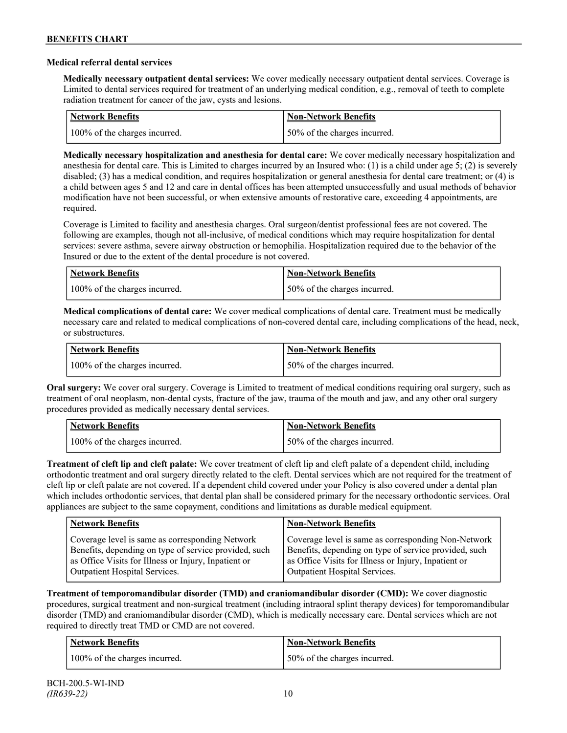**Medical referral dental services**

**Medically necessary outpatient dental services:** We cover medically necessary outpatient dental services. Coverage is Limited to dental services required for treatment of an underlying medical condition, e.g., removal of teeth to complete radiation treatment for cancer of the jaw, cysts and lesions.

| Network Benefits | Non-Network Benefits |
| --- | --- |
| 100% of the charges incurred. | 50% of the charges incurred. |

**Medically necessary hospitalization and anesthesia for dental care:** We cover medically necessary hospitalization and anesthesia for dental care. This is Limited to charges incurred by an Insured who: (1) is a child under age 5; (2) is severely disabled; (3) has a medical condition, and requires hospitalization or general anesthesia for dental care treatment; or (4) is a child between ages 5 and 12 and care in dental offices has been attempted unsuccessfully and usual methods of behavior modification have not been successful, or when extensive amounts of restorative care, exceeding 4 appointments, are required.

Coverage is Limited to facility and anesthesia charges. Oral surgeon/dentist professional fees are not covered. The following are examples, though not all-inclusive, of medical conditions which may require hospitalization for dental services: severe asthma, severe airway obstruction or hemophilia. Hospitalization required due to the behavior of the Insured or due to the extent of the dental procedure is not covered.

| Network Benefits | Non-Network Benefits |
| --- | --- |
| 100% of the charges incurred. | 50% of the charges incurred. |

**Medical complications of dental care:** We cover medical complications of dental care. Treatment must be medically necessary care and related to medical complications of non-covered dental care, including complications of the head, neck, or substructures.

| Network Benefits | Non-Network Benefits |
| --- | --- |
| 100% of the charges incurred. | 50% of the charges incurred. |

**Oral surgery:** We cover oral surgery. Coverage is Limited to treatment of medical conditions requiring oral surgery, such as treatment of oral neoplasm, non-dental cysts, fracture of the jaw, trauma of the mouth and jaw, and any other oral surgery procedures provided as medically necessary dental services.

| Network Benefits | Non-Network Benefits |
| --- | --- |
| 100% of the charges incurred. | 50% of the charges incurred. |

**Treatment of cleft lip and cleft palate:** We cover treatment of cleft lip and cleft palate of a dependent child, including orthodontic treatment and oral surgery directly related to the cleft. Dental services which are not required for the treatment of cleft lip or cleft palate are not covered. If a dependent child covered under your Policy is also covered under a dental plan which includes orthodontic services, that dental plan shall be considered primary for the necessary orthodontic services. Oral appliances are subject to the same copayment, conditions and limitations as durable medical equipment.

| Network Benefits | Non-Network Benefits |
| --- | --- |
| Coverage level is same as corresponding Network Benefits, depending on type of service provided, such as Office Visits for Illness or Injury, Inpatient or Outpatient Hospital Services. | Coverage level is same as corresponding Non-Network Benefits, depending on type of service provided, such as Office Visits for Illness or Injury, Inpatient or Outpatient Hospital Services. |

**Treatment of temporomandibular disorder (TMD) and craniomandibular disorder (CMD):** We cover diagnostic procedures, surgical treatment and non-surgical treatment (including intraoral splint therapy devices) for temporomandibular disorder (TMD) and craniomandibular disorder (CMD), which is medically necessary care. Dental services which are not required to directly treat TMD or CMD are not covered.

| Network Benefits | Non-Network Benefits |
| --- | --- |
| 100% of the charges incurred. | 50% of the charges incurred. |

BCH-200.5-WI-IND
*(IR639-22)*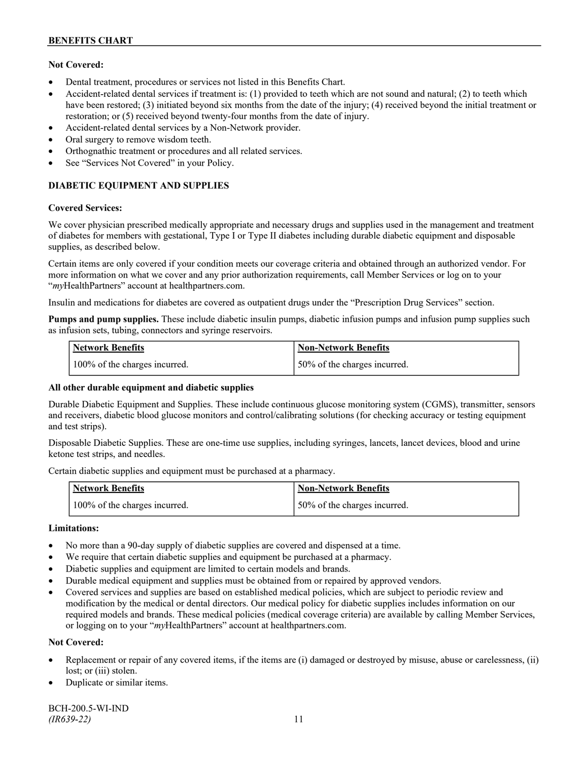**Not Covered:**

- Dental treatment, procedures or services not listed in this Benefits Chart.
- Accident-related dental services if treatment is: (1) provided to teeth which are not sound and natural; (2) to teeth which have been restored; (3) initiated beyond six months from the date of the injury; (4) received beyond the initial treatment or restoration; or (5) received beyond twenty-four months from the date of injury.
- Accident-related dental services by a Non-Network provider.
- Oral surgery to remove wisdom teeth.
- Orthognathic treatment or procedures and all related services.
- See "Services Not Covered" in your Policy.

## DIABETIC EQUIPMENT AND SUPPLIES

**Covered Services:**

We cover physician prescribed medically appropriate and necessary drugs and supplies used in the management and treatment of diabetes for members with gestational, Type I or Type II diabetes including durable diabetic equipment and disposable supplies, as described below.

Certain items are only covered if your condition meets our coverage criteria and obtained through an authorized vendor. For more information on what we cover and any prior authorization requirements, call Member Services or log on to your "*my*HealthPartners" account at healthpartners.com.

Insulin and medications for diabetes are covered as outpatient drugs under the "Prescription Drug Services" section.

**Pumps and pump supplies.** These include diabetic insulin pumps, diabetic infusion pumps and infusion pump supplies such as infusion sets, tubing, connectors and syringe reservoirs.

| Network Benefits | Non-Network Benefits |
| --- | --- |
| 100% of the charges incurred. | 50% of the charges incurred. |

**All other durable equipment and diabetic supplies**

Durable Diabetic Equipment and Supplies. These include continuous glucose monitoring system (CGMS), transmitter, sensors and receivers, diabetic blood glucose monitors and control/calibrating solutions (for checking accuracy or testing equipment and test strips).

Disposable Diabetic Supplies. These are one-time use supplies, including syringes, lancets, lancet devices, blood and urine ketone test strips, and needles.

Certain diabetic supplies and equipment must be purchased at a pharmacy.

| Network Benefits | Non-Network Benefits |
| --- | --- |
| 100% of the charges incurred. | 50% of the charges incurred. |

**Limitations:**

- No more than a 90-day supply of diabetic supplies are covered and dispensed at a time.
- We require that certain diabetic supplies and equipment be purchased at a pharmacy.
- Diabetic supplies and equipment are limited to certain models and brands.
- Durable medical equipment and supplies must be obtained from or repaired by approved vendors.
- Covered services and supplies are based on established medical policies, which are subject to periodic review and modification by the medical or dental directors. Our medical policy for diabetic supplies includes information on our required models and brands. These medical policies (medical coverage criteria) are available by calling Member Services, or logging on to your "*my*HealthPartners" account at healthpartners.com.

**Not Covered:**

- Replacement or repair of any covered items, if the items are (i) damaged or destroyed by misuse, abuse or carelessness, (ii) lost; or (iii) stolen.
- Duplicate or similar items.

BCH-200.5-WI-IND
*(IR639-22)*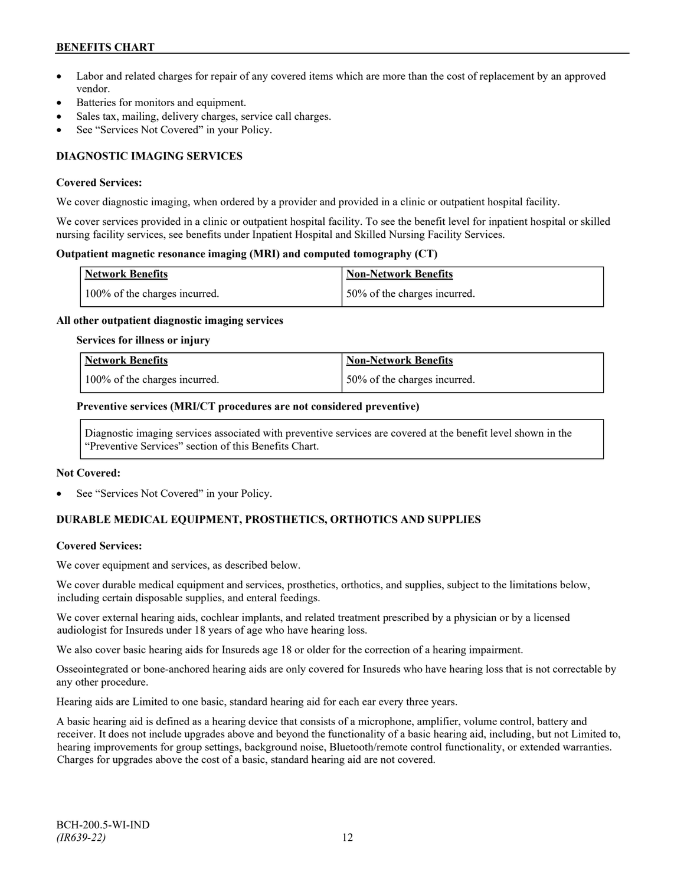- Labor and related charges for repair of any covered items which are more than the cost of replacement by an approved vendor.
- Batteries for monitors and equipment.
- Sales tax, mailing, delivery charges, service call charges.
- See "Services Not Covered" in your Policy.

## DIAGNOSTIC IMAGING SERVICES

**Covered Services:**

We cover diagnostic imaging, when ordered by a provider and provided in a clinic or outpatient hospital facility.

We cover services provided in a clinic or outpatient hospital facility. To see the benefit level for inpatient hospital or skilled nursing facility services, see benefits under Inpatient Hospital and Skilled Nursing Facility Services.

**Outpatient magnetic resonance imaging (MRI) and computed tomography (CT)**

| Network Benefits | Non-Network Benefits |
| --- | --- |
| 100% of the charges incurred. | 50% of the charges incurred. |

**All other outpatient diagnostic imaging services**

**Services for illness or injury**

| Network Benefits | Non-Network Benefits |
| --- | --- |
| 100% of the charges incurred. | 50% of the charges incurred. |

**Preventive services (MRI/CT procedures are not considered preventive)**

| Diagnostic imaging services associated with preventive services are covered at the benefit level shown in the "Preventive Services" section of this Benefits Chart. |
| --- |

**Not Covered:**

- See "Services Not Covered" in your Policy.

## DURABLE MEDICAL EQUIPMENT, PROSTHETICS, ORTHOTICS AND SUPPLIES

**Covered Services:**

We cover equipment and services, as described below.

We cover durable medical equipment and services, prosthetics, orthotics, and supplies, subject to the limitations below, including certain disposable supplies, and enteral feedings.

We cover external hearing aids, cochlear implants, and related treatment prescribed by a physician or by a licensed audiologist for Insureds under 18 years of age who have hearing loss.

We also cover basic hearing aids for Insureds age 18 or older for the correction of a hearing impairment.

Osseointegrated or bone-anchored hearing aids are only covered for Insureds who have hearing loss that is not correctable by any other procedure.

Hearing aids are Limited to one basic, standard hearing aid for each ear every three years.

A basic hearing aid is defined as a hearing device that consists of a microphone, amplifier, volume control, battery and receiver. It does not include upgrades above and beyond the functionality of a basic hearing aid, including, but not Limited to, hearing improvements for group settings, background noise, Bluetooth/remote control functionality, or extended warranties. Charges for upgrades above the cost of a basic, standard hearing aid are not covered.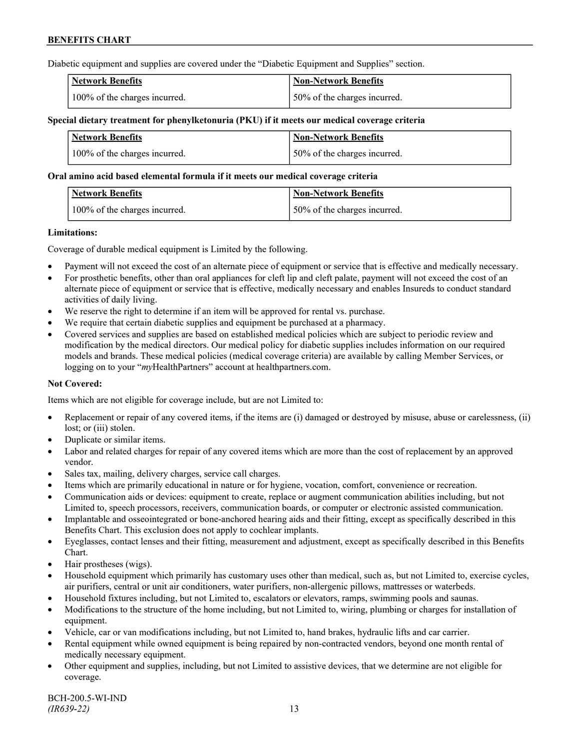Diabetic equipment and supplies are covered under the "Diabetic Equipment and Supplies" section.

| Network Benefits | Non-Network Benefits |
| --- | --- |
| 100% of the charges incurred. | 50% of the charges incurred. |

**Special dietary treatment for phenylketonuria (PKU) if it meets our medical coverage criteria**

| Network Benefits | Non-Network Benefits |
| --- | --- |
| 100% of the charges incurred. | 50% of the charges incurred. |

**Oral amino acid based elemental formula if it meets our medical coverage criteria**

| Network Benefits | Non-Network Benefits |
| --- | --- |
| 100% of the charges incurred. | 50% of the charges incurred. |

**Limitations:**

Coverage of durable medical equipment is Limited by the following.

- Payment will not exceed the cost of an alternate piece of equipment or service that is effective and medically necessary.
- For prosthetic benefits, other than oral appliances for cleft lip and cleft palate, payment will not exceed the cost of an alternate piece of equipment or service that is effective, medically necessary and enables Insureds to conduct standard activities of daily living.
- We reserve the right to determine if an item will be approved for rental vs. purchase.
- We require that certain diabetic supplies and equipment be purchased at a pharmacy.
- Covered services and supplies are based on established medical policies which are subject to periodic review and modification by the medical directors. Our medical policy for diabetic supplies includes information on our required models and brands. These medical policies (medical coverage criteria) are available by calling Member Services, or logging on to your "*my*HealthPartners" account at healthpartners.com.

**Not Covered:**

Items which are not eligible for coverage include, but are not Limited to:

- Replacement or repair of any covered items, if the items are (i) damaged or destroyed by misuse, abuse or carelessness, (ii) lost; or (iii) stolen.
- Duplicate or similar items.
- Labor and related charges for repair of any covered items which are more than the cost of replacement by an approved vendor.
- Sales tax, mailing, delivery charges, service call charges.
- Items which are primarily educational in nature or for hygiene, vocation, comfort, convenience or recreation.
- Communication aids or devices: equipment to create, replace or augment communication abilities including, but not Limited to, speech processors, receivers, communication boards, or computer or electronic assisted communication.
- Implantable and osseointegrated or bone-anchored hearing aids and their fitting, except as specifically described in this Benefits Chart. This exclusion does not apply to cochlear implants.
- Eyeglasses, contact lenses and their fitting, measurement and adjustment, except as specifically described in this Benefits Chart.
- Hair prostheses (wigs).
- Household equipment which primarily has customary uses other than medical, such as, but not Limited to, exercise cycles, air purifiers, central or unit air conditioners, water purifiers, non-allergenic pillows, mattresses or waterbeds.
- Household fixtures including, but not Limited to, escalators or elevators, ramps, swimming pools and saunas.
- Modifications to the structure of the home including, but not Limited to, wiring, plumbing or charges for installation of equipment.
- Vehicle, car or van modifications including, but not Limited to, hand brakes, hydraulic lifts and car carrier.
- Rental equipment while owned equipment is being repaired by non-contracted vendors, beyond one month rental of medically necessary equipment.
- Other equipment and supplies, including, but not Limited to assistive devices, that we determine are not eligible for coverage.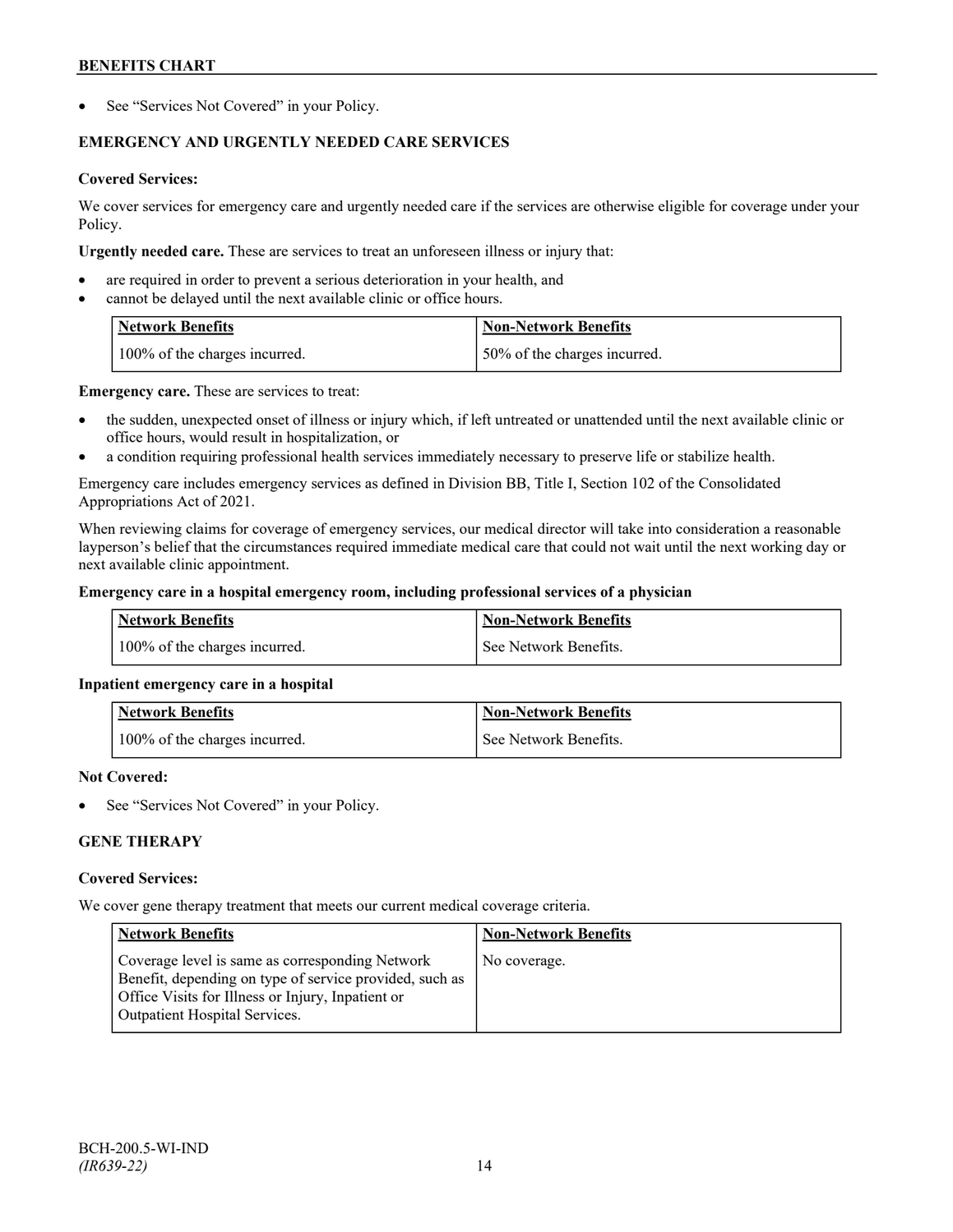- See "Services Not Covered" in your Policy.

## EMERGENCY AND URGENTLY NEEDED CARE SERVICES

**Covered Services:**

We cover services for emergency care and urgently needed care if the services are otherwise eligible for coverage under your Policy.

**Urgently needed care.** These are services to treat an unforeseen illness or injury that:

- are required in order to prevent a serious deterioration in your health, and
- cannot be delayed until the next available clinic or office hours.

| Network Benefits | Non-Network Benefits |
|---|---|
| 100% of the charges incurred. | 50% of the charges incurred. |

**Emergency care.** These are services to treat:

- the sudden, unexpected onset of illness or injury which, if left untreated or unattended until the next available clinic or office hours, would result in hospitalization, or
- a condition requiring professional health services immediately necessary to preserve life or stabilize health.

Emergency care includes emergency services as defined in Division BB, Title I, Section 102 of the Consolidated Appropriations Act of 2021.

When reviewing claims for coverage of emergency services, our medical director will take into consideration a reasonable layperson's belief that the circumstances required immediate medical care that could not wait until the next working day or next available clinic appointment.

**Emergency care in a hospital emergency room, including professional services of a physician**

| Network Benefits | Non-Network Benefits |
|---|---|
| 100% of the charges incurred. | See Network Benefits. |

**Inpatient emergency care in a hospital**

| Network Benefits | Non-Network Benefits |
|---|---|
| 100% of the charges incurred. | See Network Benefits. |

**Not Covered:**

- See "Services Not Covered" in your Policy.

## GENE THERAPY

**Covered Services:**

We cover gene therapy treatment that meets our current medical coverage criteria.

| Network Benefits | Non-Network Benefits |
|---|---|
| Coverage level is same as corresponding Network Benefit, depending on type of service provided, such as Office Visits for Illness or Injury, Inpatient or Outpatient Hospital Services. | No coverage. |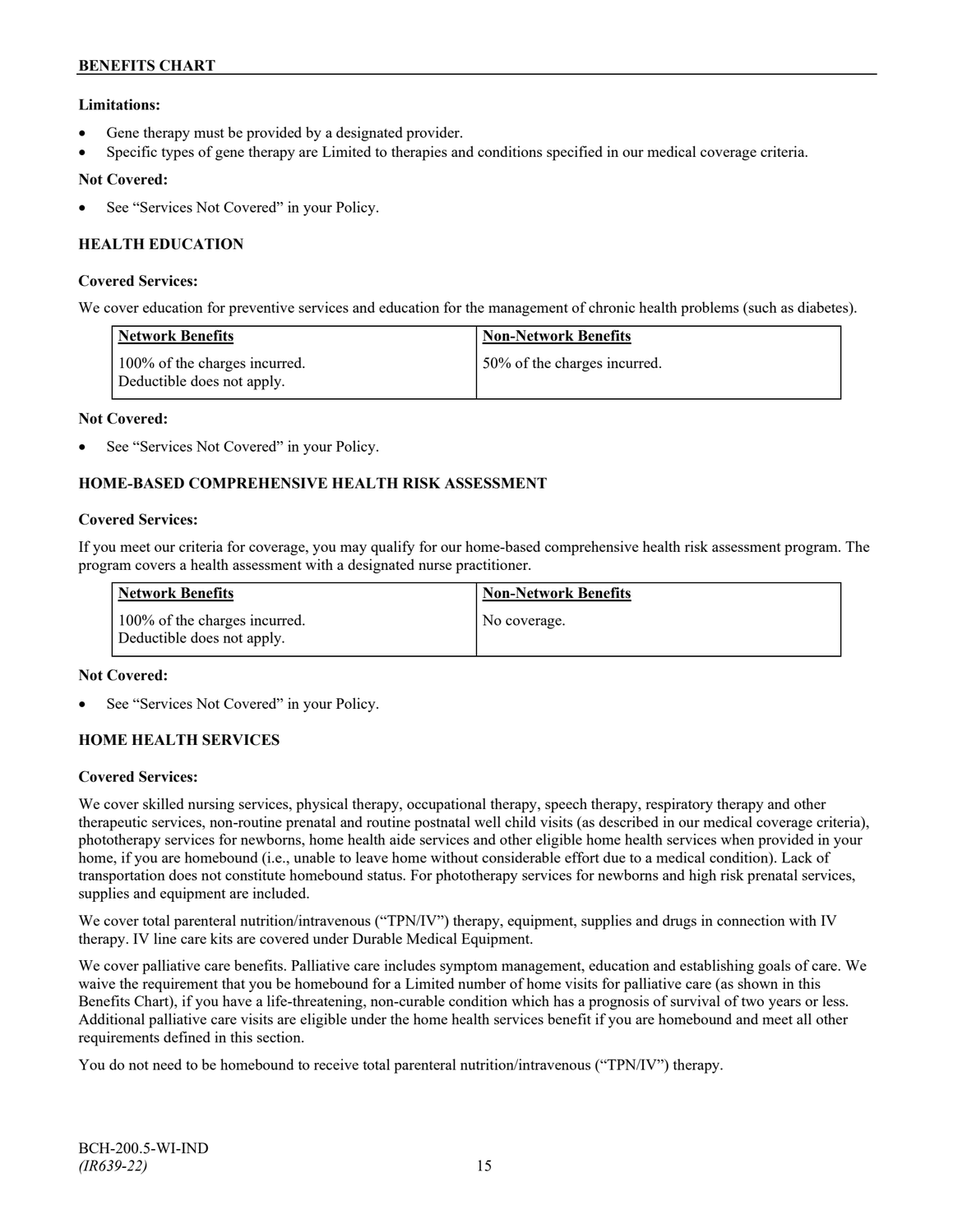**Limitations:**

- Gene therapy must be provided by a designated provider.
- Specific types of gene therapy are Limited to therapies and conditions specified in our medical coverage criteria.

**Not Covered:**

- See "Services Not Covered" in your Policy.

## HEALTH EDUCATION

**Covered Services:**

We cover education for preventive services and education for the management of chronic health problems (such as diabetes).

| Network Benefits | Non-Network Benefits |
| --- | --- |
| 100% of the charges incurred. Deductible does not apply. | 50% of the charges incurred. |

**Not Covered:**

- See "Services Not Covered" in your Policy.

## HOME-BASED COMPREHENSIVE HEALTH RISK ASSESSMENT

**Covered Services:**

If you meet our criteria for coverage, you may qualify for our home-based comprehensive health risk assessment program. The program covers a health assessment with a designated nurse practitioner.

| Network Benefits | Non-Network Benefits |
| --- | --- |
| 100% of the charges incurred. Deductible does not apply. | No coverage. |

**Not Covered:**

- See "Services Not Covered" in your Policy.

## HOME HEALTH SERVICES

**Covered Services:**

We cover skilled nursing services, physical therapy, occupational therapy, speech therapy, respiratory therapy and other therapeutic services, non-routine prenatal and routine postnatal well child visits (as described in our medical coverage criteria), phototherapy services for newborns, home health aide services and other eligible home health services when provided in your home, if you are homebound (i.e., unable to leave home without considerable effort due to a medical condition). Lack of transportation does not constitute homebound status. For phototherapy services for newborns and high risk prenatal services, supplies and equipment are included.

We cover total parenteral nutrition/intravenous ("TPN/IV") therapy, equipment, supplies and drugs in connection with IV therapy. IV line care kits are covered under Durable Medical Equipment.

We cover palliative care benefits. Palliative care includes symptom management, education and establishing goals of care. We waive the requirement that you be homebound for a Limited number of home visits for palliative care (as shown in this Benefits Chart), if you have a life-threatening, non-curable condition which has a prognosis of survival of two years or less. Additional palliative care visits are eligible under the home health services benefit if you are homebound and meet all other requirements defined in this section.

You do not need to be homebound to receive total parenteral nutrition/intravenous ("TPN/IV") therapy.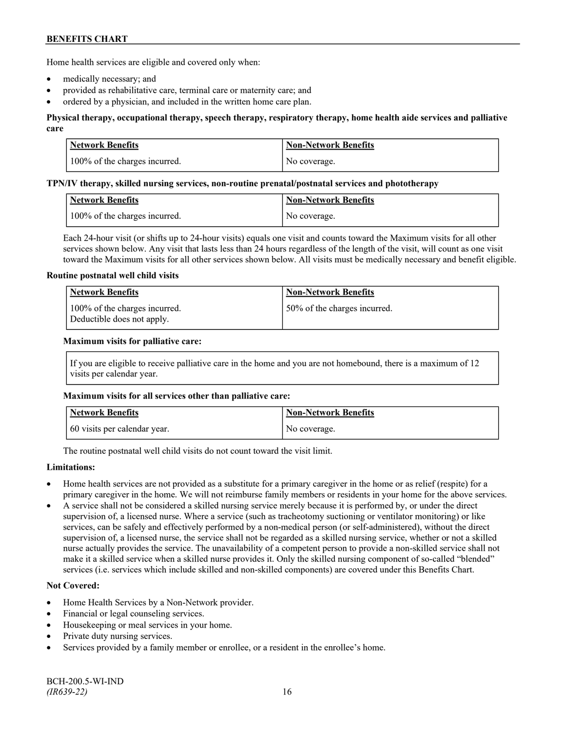Home health services are eligible and covered only when:

- medically necessary; and
- provided as rehabilitative care, terminal care or maternity care; and
- ordered by a physician, and included in the written home care plan.

**Physical therapy, occupational therapy, speech therapy, respiratory therapy, home health aide services and palliative care**

| Network Benefits | Non-Network Benefits |
|---|---|
| 100% of the charges incurred. | No coverage. |

**TPN/IV therapy, skilled nursing services, non-routine prenatal/postnatal services and phototherapy**

| Network Benefits | Non-Network Benefits |
|---|---|
| 100% of the charges incurred. | No coverage. |

Each 24-hour visit (or shifts up to 24-hour visits) equals one visit and counts toward the Maximum visits for all other services shown below. Any visit that lasts less than 24 hours regardless of the length of the visit, will count as one visit toward the Maximum visits for all other services shown below. All visits must be medically necessary and benefit eligible.

**Routine postnatal well child visits**

| Network Benefits | Non-Network Benefits |
|---|---|
| 100% of the charges incurred. Deductible does not apply. | 50% of the charges incurred. |

**Maximum visits for palliative care:**

| |
|---|
| If you are eligible to receive palliative care in the home and you are not homebound, there is a maximum of 12 visits per calendar year. |

**Maximum visits for all services other than palliative care:**

| Network Benefits | Non-Network Benefits |
|---|---|
| 60 visits per calendar year. | No coverage. |

The routine postnatal well child visits do not count toward the visit limit.

**Limitations:**

- Home health services are not provided as a substitute for a primary caregiver in the home or as relief (respite) for a primary caregiver in the home. We will not reimburse family members or residents in your home for the above services.
- A service shall not be considered a skilled nursing service merely because it is performed by, or under the direct supervision of, a licensed nurse. Where a service (such as tracheotomy suctioning or ventilator monitoring) or like services, can be safely and effectively performed by a non-medical person (or self-administered), without the direct supervision of, a licensed nurse, the service shall not be regarded as a skilled nursing service, whether or not a skilled nurse actually provides the service. The unavailability of a competent person to provide a non-skilled service shall not make it a skilled service when a skilled nurse provides it. Only the skilled nursing component of so-called "blended" services (i.e. services which include skilled and non-skilled components) are covered under this Benefits Chart.

**Not Covered:**

- Home Health Services by a Non-Network provider.
- Financial or legal counseling services.
- Housekeeping or meal services in your home.
- Private duty nursing services.
- Services provided by a family member or enrollee, or a resident in the enrollee's home.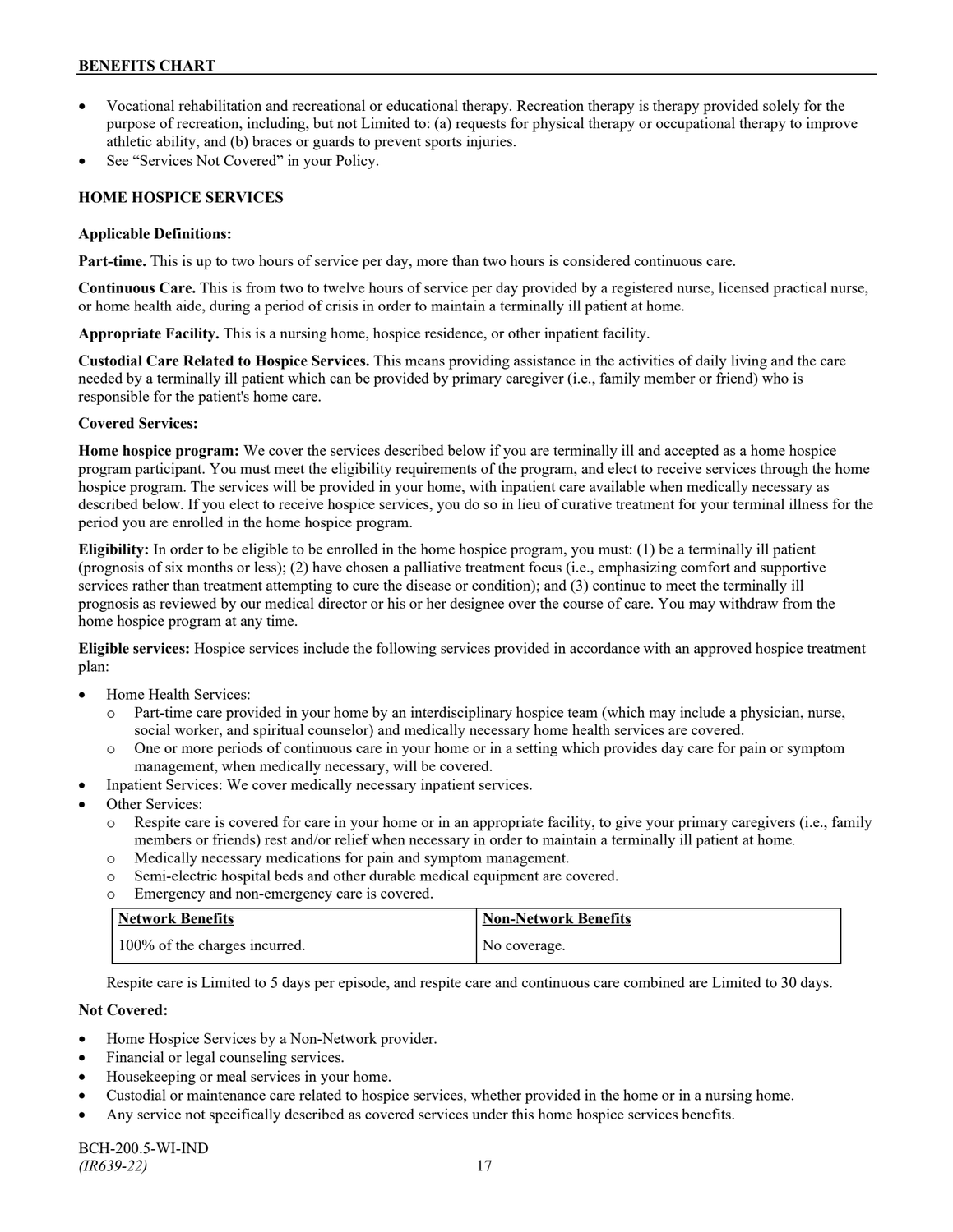- Vocational rehabilitation and recreational or educational therapy. Recreation therapy is therapy provided solely for the purpose of recreation, including, but not Limited to: (a) requests for physical therapy or occupational therapy to improve athletic ability, and (b) braces or guards to prevent sports injuries.
- See "Services Not Covered" in your Policy.

## HOME HOSPICE SERVICES

**Applicable Definitions:**

**Part-time.** This is up to two hours of service per day, more than two hours is considered continuous care.

**Continuous Care.** This is from two to twelve hours of service per day provided by a registered nurse, licensed practical nurse, or home health aide, during a period of crisis in order to maintain a terminally ill patient at home.

**Appropriate Facility.** This is a nursing home, hospice residence, or other inpatient facility.

**Custodial Care Related to Hospice Services.** This means providing assistance in the activities of daily living and the care needed by a terminally ill patient which can be provided by primary caregiver (i.e., family member or friend) who is responsible for the patient's home care.

**Covered Services:**

**Home hospice program:** We cover the services described below if you are terminally ill and accepted as a home hospice program participant. You must meet the eligibility requirements of the program, and elect to receive services through the home hospice program. The services will be provided in your home, with inpatient care available when medically necessary as described below. If you elect to receive hospice services, you do so in lieu of curative treatment for your terminal illness for the period you are enrolled in the home hospice program.

**Eligibility:** In order to be eligible to be enrolled in the home hospice program, you must: (1) be a terminally ill patient (prognosis of six months or less); (2) have chosen a palliative treatment focus (i.e., emphasizing comfort and supportive services rather than treatment attempting to cure the disease or condition); and (3) continue to meet the terminally ill prognosis as reviewed by our medical director or his or her designee over the course of care. You may withdraw from the home hospice program at any time.

**Eligible services:** Hospice services include the following services provided in accordance with an approved hospice treatment plan:

- Home Health Services:
  - Part-time care provided in your home by an interdisciplinary hospice team (which may include a physician, nurse, social worker, and spiritual counselor) and medically necessary home health services are covered.
  - One or more periods of continuous care in your home or in a setting which provides day care for pain or symptom management, when medically necessary, will be covered.
- Inpatient Services: We cover medically necessary inpatient services.
- Other Services:
  - Respite care is covered for care in your home or in an appropriate facility, to give your primary caregivers (i.e., family members or friends) rest and/or relief when necessary in order to maintain a terminally ill patient at home.
  - Medically necessary medications for pain and symptom management.
  - Semi-electric hospital beds and other durable medical equipment are covered.
  - Emergency and non-emergency care is covered.

| Network Benefits | Non-Network Benefits |
|---|---|
| 100% of the charges incurred. | No coverage. |

Respite care is Limited to 5 days per episode, and respite care and continuous care combined are Limited to 30 days.

**Not Covered:**

- Home Hospice Services by a Non-Network provider.
- Financial or legal counseling services.
- Housekeeping or meal services in your home.
- Custodial or maintenance care related to hospice services, whether provided in the home or in a nursing home.
- Any service not specifically described as covered services under this home hospice services benefits.

BCH-200.5-WI-IND
*(IR639-22)*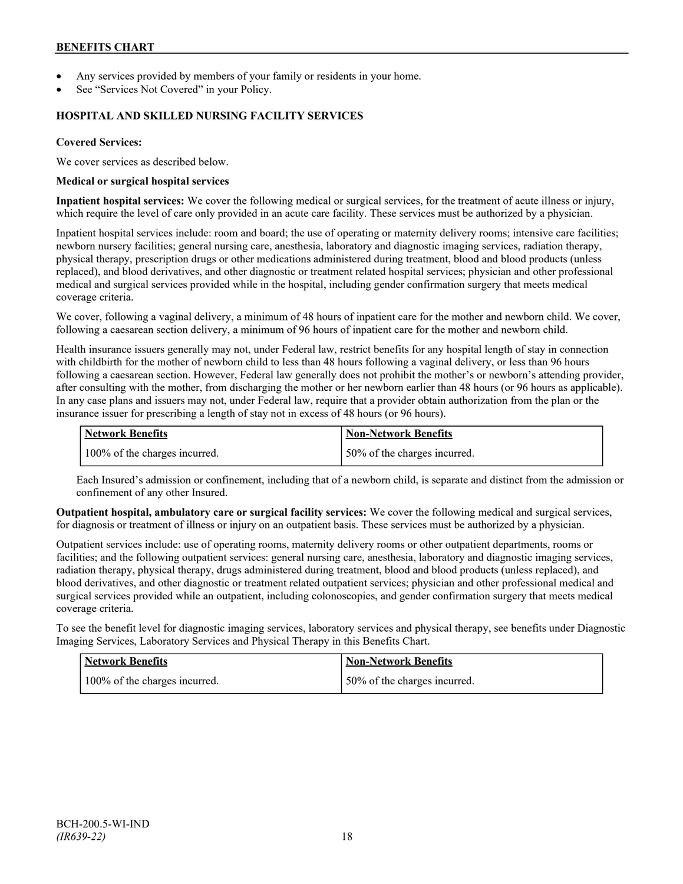- Any services provided by members of your family or residents in your home.
- See "Services Not Covered" in your Policy.

## HOSPITAL AND SKILLED NURSING FACILITY SERVICES

**Covered Services:**

We cover services as described below.

**Medical or surgical hospital services**

**Inpatient hospital services:** We cover the following medical or surgical services, for the treatment of acute illness or injury, which require the level of care only provided in an acute care facility. These services must be authorized by a physician.

Inpatient hospital services include: room and board; the use of operating or maternity delivery rooms; intensive care facilities; newborn nursery facilities; general nursing care, anesthesia, laboratory and diagnostic imaging services, radiation therapy, physical therapy, prescription drugs or other medications administered during treatment, blood and blood products (unless replaced), and blood derivatives, and other diagnostic or treatment related hospital services; physician and other professional medical and surgical services provided while in the hospital, including gender confirmation surgery that meets medical coverage criteria.

We cover, following a vaginal delivery, a minimum of 48 hours of inpatient care for the mother and newborn child. We cover, following a caesarean section delivery, a minimum of 96 hours of inpatient care for the mother and newborn child.

Health insurance issuers generally may not, under Federal law, restrict benefits for any hospital length of stay in connection with childbirth for the mother of newborn child to less than 48 hours following a vaginal delivery, or less than 96 hours following a caesarean section. However, Federal law generally does not prohibit the mother's or newborn's attending provider, after consulting with the mother, from discharging the mother or her newborn earlier than 48 hours (or 96 hours as applicable). In any case plans and issuers may not, under Federal law, require that a provider obtain authorization from the plan or the insurance issuer for prescribing a length of stay not in excess of 48 hours (or 96 hours).

| Network Benefits | Non-Network Benefits |
|---|---|
| 100% of the charges incurred. | 50% of the charges incurred. |

Each Insured's admission or confinement, including that of a newborn child, is separate and distinct from the admission or confinement of any other Insured.

**Outpatient hospital, ambulatory care or surgical facility services:** We cover the following medical and surgical services, for diagnosis or treatment of illness or injury on an outpatient basis. These services must be authorized by a physician.

Outpatient services include: use of operating rooms, maternity delivery rooms or other outpatient departments, rooms or facilities; and the following outpatient services: general nursing care, anesthesia, laboratory and diagnostic imaging services, radiation therapy, physical therapy, drugs administered during treatment, blood and blood products (unless replaced), and blood derivatives, and other diagnostic or treatment related outpatient services; physician and other professional medical and surgical services provided while an outpatient, including colonoscopies, and gender confirmation surgery that meets medical coverage criteria.

To see the benefit level for diagnostic imaging services, laboratory services and physical therapy, see benefits under Diagnostic Imaging Services, Laboratory Services and Physical Therapy in this Benefits Chart.

| Network Benefits | Non-Network Benefits |
|---|---|
| 100% of the charges incurred. | 50% of the charges incurred. |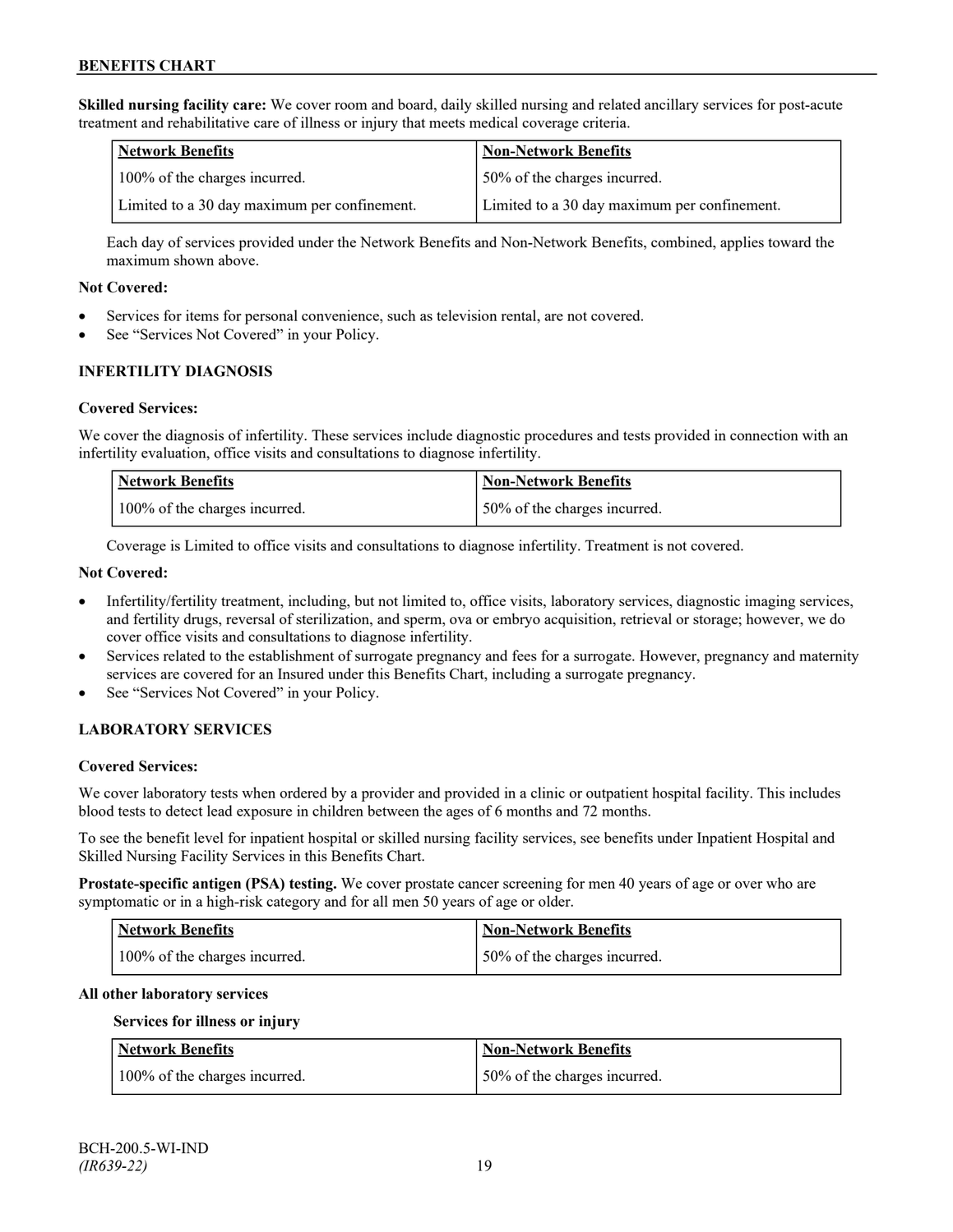**Skilled nursing facility care:** We cover room and board, daily skilled nursing and related ancillary services for post-acute treatment and rehabilitative care of illness or injury that meets medical coverage criteria.

| Network Benefits | Non-Network Benefits |
|---|---|
| 100% of the charges incurred. | 50% of the charges incurred. |
| Limited to a 30 day maximum per confinement. | Limited to a 30 day maximum per confinement. |

Each day of services provided under the Network Benefits and Non-Network Benefits, combined, applies toward the maximum shown above.

**Not Covered:**

- Services for items for personal convenience, such as television rental, are not covered.
- See "Services Not Covered" in your Policy.

## INFERTILITY DIAGNOSIS

**Covered Services:**

We cover the diagnosis of infertility. These services include diagnostic procedures and tests provided in connection with an infertility evaluation, office visits and consultations to diagnose infertility.

| Network Benefits | Non-Network Benefits |
|---|---|
| 100% of the charges incurred. | 50% of the charges incurred. |

Coverage is Limited to office visits and consultations to diagnose infertility. Treatment is not covered.

**Not Covered:**

- Infertility/fertility treatment, including, but not limited to, office visits, laboratory services, diagnostic imaging services, and fertility drugs, reversal of sterilization, and sperm, ova or embryo acquisition, retrieval or storage; however, we do cover office visits and consultations to diagnose infertility.
- Services related to the establishment of surrogate pregnancy and fees for a surrogate. However, pregnancy and maternity services are covered for an Insured under this Benefits Chart, including a surrogate pregnancy.
- See "Services Not Covered" in your Policy.

## LABORATORY SERVICES

**Covered Services:**

We cover laboratory tests when ordered by a provider and provided in a clinic or outpatient hospital facility. This includes blood tests to detect lead exposure in children between the ages of 6 months and 72 months.

To see the benefit level for inpatient hospital or skilled nursing facility services, see benefits under Inpatient Hospital and Skilled Nursing Facility Services in this Benefits Chart.

**Prostate-specific antigen (PSA) testing.** We cover prostate cancer screening for men 40 years of age or over who are symptomatic or in a high-risk category and for all men 50 years of age or older.

| Network Benefits | Non-Network Benefits |
|---|---|
| 100% of the charges incurred. | 50% of the charges incurred. |

**All other laboratory services**

**Services for illness or injury**

| Network Benefits | Non-Network Benefits |
|---|---|
| 100% of the charges incurred. | 50% of the charges incurred. |

BCH-200.5-WI-IND
*(IR639-22)*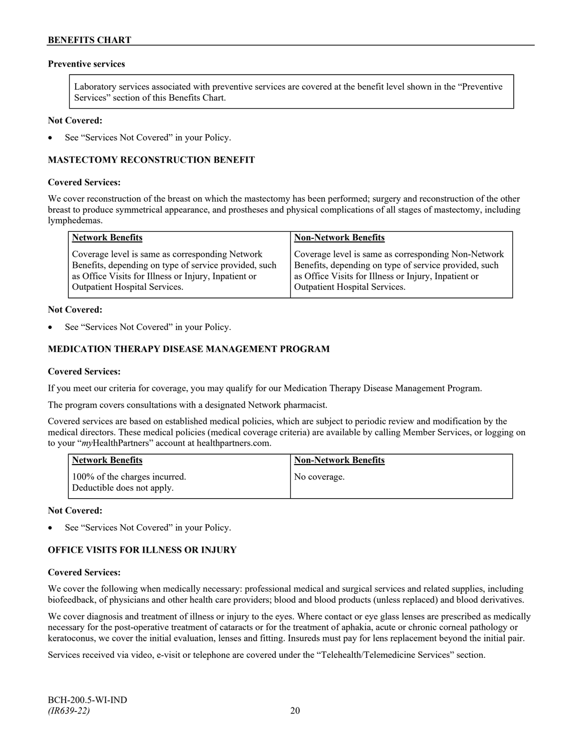**Preventive services**

| Laboratory services associated with preventive services are covered at the benefit level shown in the "Preventive Services" section of this Benefits Chart. |
|---|

**Not Covered:**

- See "Services Not Covered" in your Policy.

## MASTECTOMY RECONSTRUCTION BENEFIT

**Covered Services:**

We cover reconstruction of the breast on which the mastectomy has been performed; surgery and reconstruction of the other breast to produce symmetrical appearance, and prostheses and physical complications of all stages of mastectomy, including lymphedemas.

| Network Benefits | Non-Network Benefits |
|---|---|
| Coverage level is same as corresponding Network Benefits, depending on type of service provided, such as Office Visits for Illness or Injury, Inpatient or Outpatient Hospital Services. | Coverage level is same as corresponding Non-Network Benefits, depending on type of service provided, such as Office Visits for Illness or Injury, Inpatient or Outpatient Hospital Services. |

**Not Covered:**

- See "Services Not Covered" in your Policy.

## MEDICATION THERAPY DISEASE MANAGEMENT PROGRAM

**Covered Services:**

If you meet our criteria for coverage, you may qualify for our Medication Therapy Disease Management Program.

The program covers consultations with a designated Network pharmacist.

Covered services are based on established medical policies, which are subject to periodic review and modification by the medical directors. These medical policies (medical coverage criteria) are available by calling Member Services, or logging on to your "*my*HealthPartners" account at healthpartners.com.

| Network Benefits | Non-Network Benefits |
|---|---|
| 100% of the charges incurred. Deductible does not apply. | No coverage. |

**Not Covered:**

- See "Services Not Covered" in your Policy.

## OFFICE VISITS FOR ILLNESS OR INJURY

**Covered Services:**

We cover the following when medically necessary: professional medical and surgical services and related supplies, including biofeedback, of physicians and other health care providers; blood and blood products (unless replaced) and blood derivatives.

We cover diagnosis and treatment of illness or injury to the eyes. Where contact or eye glass lenses are prescribed as medically necessary for the post-operative treatment of cataracts or for the treatment of aphakia, acute or chronic corneal pathology or keratoconus, we cover the initial evaluation, lenses and fitting. Insureds must pay for lens replacement beyond the initial pair.

Services received via video, e-visit or telephone are covered under the "Telehealth/Telemedicine Services" section.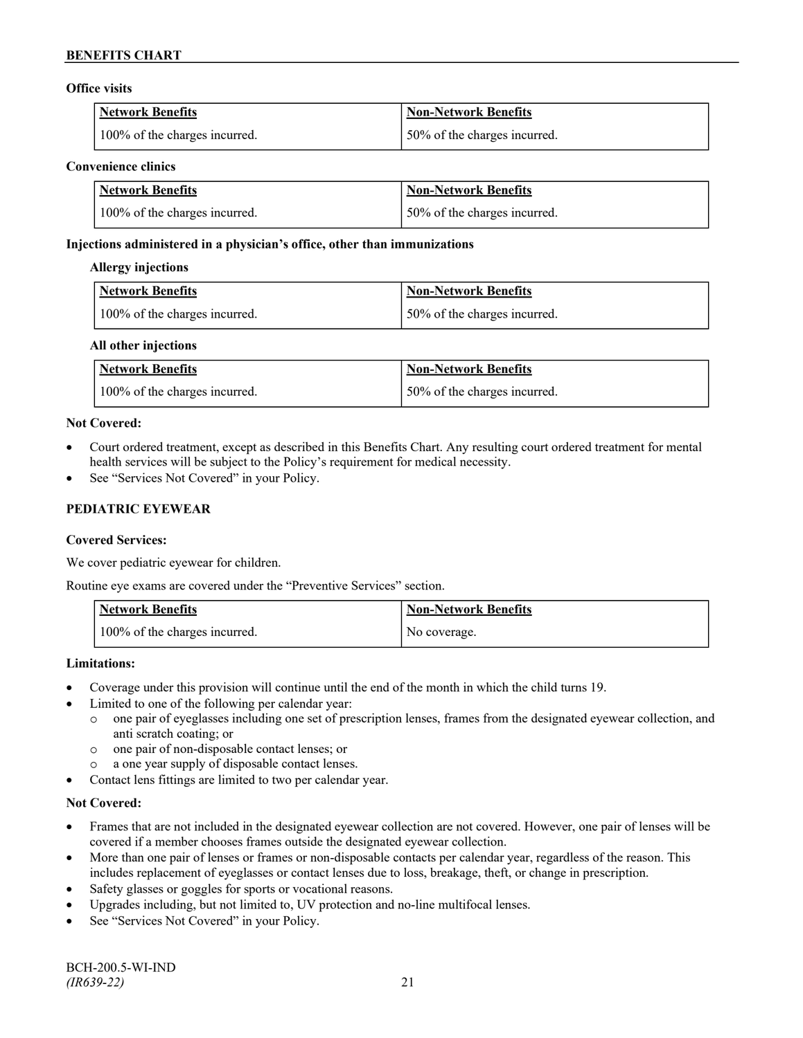**Office visits**

| Network Benefits | Non-Network Benefits |
|---|---|
| 100% of the charges incurred. | 50% of the charges incurred. |

**Convenience clinics**

| Network Benefits | Non-Network Benefits |
|---|---|
| 100% of the charges incurred. | 50% of the charges incurred. |

**Injections administered in a physician's office, other than immunizations**

**Allergy injections**

| Network Benefits | Non-Network Benefits |
|---|---|
| 100% of the charges incurred. | 50% of the charges incurred. |

**All other injections**

| Network Benefits | Non-Network Benefits |
|---|---|
| 100% of the charges incurred. | 50% of the charges incurred. |

**Not Covered:**

- Court ordered treatment, except as described in this Benefits Chart. Any resulting court ordered treatment for mental health services will be subject to the Policy's requirement for medical necessity.
- See "Services Not Covered" in your Policy.

## PEDIATRIC EYEWEAR

**Covered Services:**

We cover pediatric eyewear for children.

Routine eye exams are covered under the "Preventive Services" section.

| Network Benefits | Non-Network Benefits |
|---|---|
| 100% of the charges incurred. | No coverage. |

**Limitations:**

- Coverage under this provision will continue until the end of the month in which the child turns 19.
- Limited to one of the following per calendar year:
  - one pair of eyeglasses including one set of prescription lenses, frames from the designated eyewear collection, and anti scratch coating; or
  - one pair of non-disposable contact lenses; or
  - a one year supply of disposable contact lenses.
- Contact lens fittings are limited to two per calendar year.

**Not Covered:**

- Frames that are not included in the designated eyewear collection are not covered. However, one pair of lenses will be covered if a member chooses frames outside the designated eyewear collection.
- More than one pair of lenses or frames or non-disposable contacts per calendar year, regardless of the reason. This includes replacement of eyeglasses or contact lenses due to loss, breakage, theft, or change in prescription.
- Safety glasses or goggles for sports or vocational reasons.
- Upgrades including, but not limited to, UV protection and no-line multifocal lenses.
- See "Services Not Covered" in your Policy.

BCH-200.5-WI-IND
*(IR639-22)*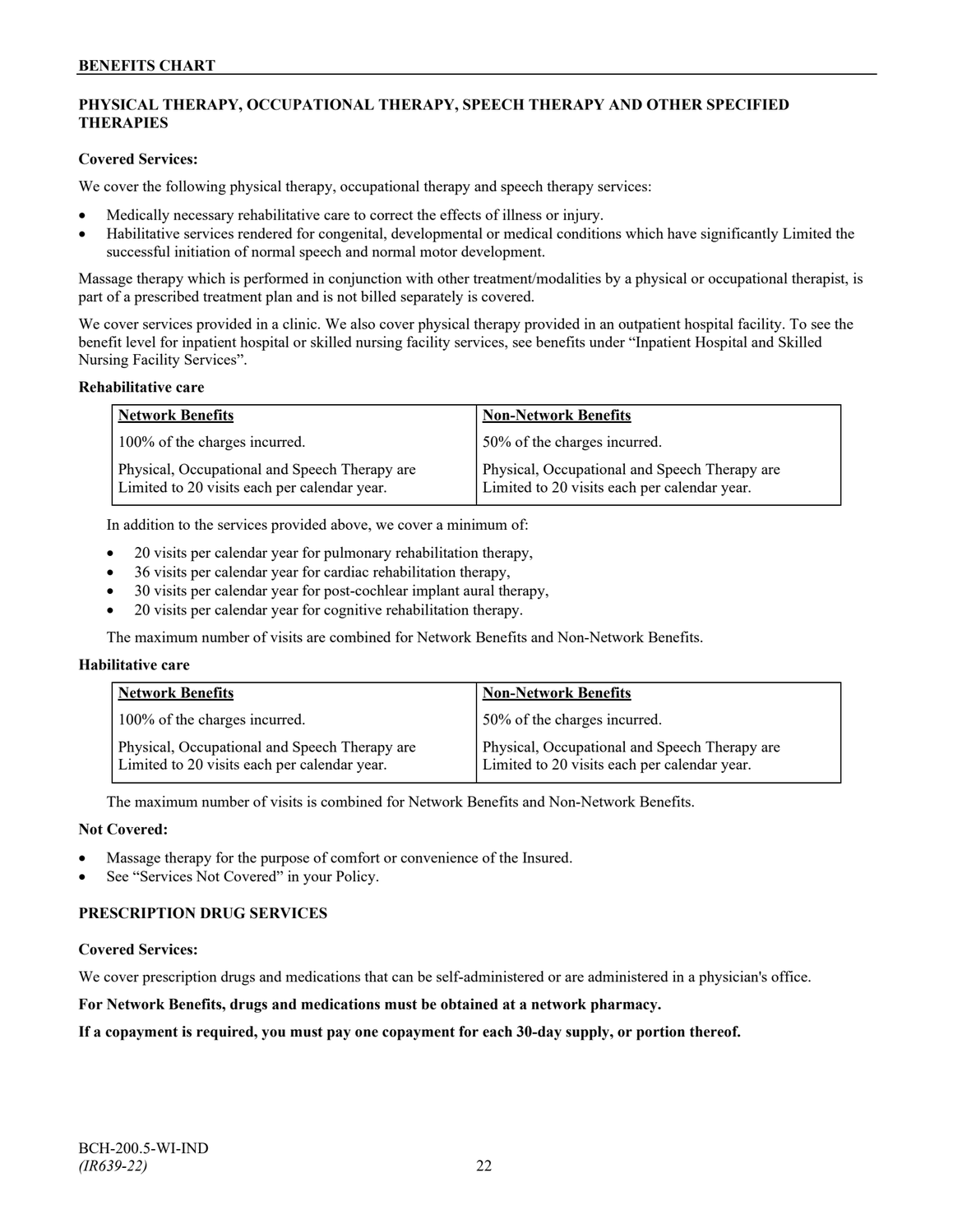## PHYSICAL THERAPY, OCCUPATIONAL THERAPY, SPEECH THERAPY AND OTHER SPECIFIED THERAPIES

**Covered Services:**

We cover the following physical therapy, occupational therapy and speech therapy services:

- Medically necessary rehabilitative care to correct the effects of illness or injury.
- Habilitative services rendered for congenital, developmental or medical conditions which have significantly Limited the successful initiation of normal speech and normal motor development.

Massage therapy which is performed in conjunction with other treatment/modalities by a physical or occupational therapist, is part of a prescribed treatment plan and is not billed separately is covered.

We cover services provided in a clinic. We also cover physical therapy provided in an outpatient hospital facility. To see the benefit level for inpatient hospital or skilled nursing facility services, see benefits under "Inpatient Hospital and Skilled Nursing Facility Services".

**Rehabilitative care**

| Network Benefits | Non-Network Benefits |
|---|---|
| 100% of the charges incurred. | 50% of the charges incurred. |
| Physical, Occupational and Speech Therapy are Limited to 20 visits each per calendar year. | Physical, Occupational and Speech Therapy are Limited to 20 visits each per calendar year. |

In addition to the services provided above, we cover a minimum of:

- 20 visits per calendar year for pulmonary rehabilitation therapy,
- 36 visits per calendar year for cardiac rehabilitation therapy,
- 30 visits per calendar year for post-cochlear implant aural therapy,
- 20 visits per calendar year for cognitive rehabilitation therapy.

The maximum number of visits are combined for Network Benefits and Non-Network Benefits.

**Habilitative care**

| Network Benefits | Non-Network Benefits |
|---|---|
| 100% of the charges incurred. | 50% of the charges incurred. |
| Physical, Occupational and Speech Therapy are Limited to 20 visits each per calendar year. | Physical, Occupational and Speech Therapy are Limited to 20 visits each per calendar year. |

The maximum number of visits is combined for Network Benefits and Non-Network Benefits.

**Not Covered:**

- Massage therapy for the purpose of comfort or convenience of the Insured.
- See "Services Not Covered" in your Policy.

## PRESCRIPTION DRUG SERVICES

**Covered Services:**

We cover prescription drugs and medications that can be self-administered or are administered in a physician's office.

**For Network Benefits, drugs and medications must be obtained at a network pharmacy.**

**If a copayment is required, you must pay one copayment for each 30-day supply, or portion thereof.**

BCH-200.5-WI-IND
*(IR639-22)*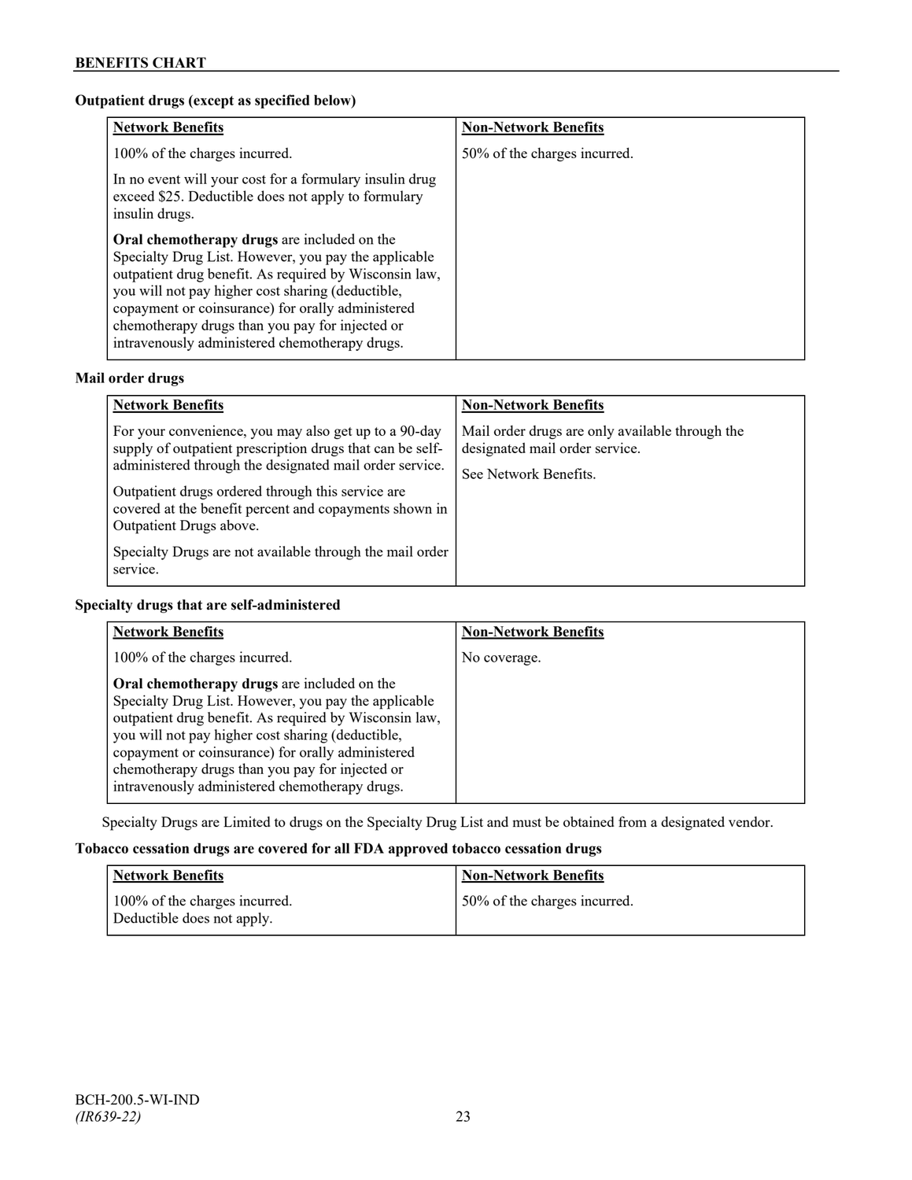## BENEFITS CHART

**Outpatient drugs (except as specified below)**

| Network Benefits | Non-Network Benefits |
|---|---|
| 100% of the charges incurred.<br><br>In no event will your cost for a formulary insulin drug exceed $25. Deductible does not apply to formulary insulin drugs.<br><br>**Oral chemotherapy drugs** are included on the Specialty Drug List. However, you pay the applicable outpatient drug benefit. As required by Wisconsin law, you will not pay higher cost sharing (deductible, copayment or coinsurance) for orally administered chemotherapy drugs than you pay for injected or intravenously administered chemotherapy drugs. | 50% of the charges incurred. |

**Mail order drugs**

| Network Benefits | Non-Network Benefits |
|---|---|
| For your convenience, you may also get up to a 90-day supply of outpatient prescription drugs that can be self-administered through the designated mail order service.<br><br>Outpatient drugs ordered through this service are covered at the benefit percent and copayments shown in Outpatient Drugs above.<br><br>Specialty Drugs are not available through the mail order service. | Mail order drugs are only available through the designated mail order service.<br><br>See Network Benefits. |

**Specialty drugs that are self-administered**

| Network Benefits | Non-Network Benefits |
|---|---|
| 100% of the charges incurred.<br><br>**Oral chemotherapy drugs** are included on the Specialty Drug List. However, you pay the applicable outpatient drug benefit. As required by Wisconsin law, you will not pay higher cost sharing (deductible, copayment or coinsurance) for orally administered chemotherapy drugs than you pay for injected or intravenously administered chemotherapy drugs. | No coverage. |

Specialty Drugs are Limited to drugs on the Specialty Drug List and must be obtained from a designated vendor.

**Tobacco cessation drugs are covered for all FDA approved tobacco cessation drugs**

| Network Benefits | Non-Network Benefits |
|---|---|
| 100% of the charges incurred.<br>Deductible does not apply. | 50% of the charges incurred. |

BCH-200.5-WI-IND
*(IR639-22)*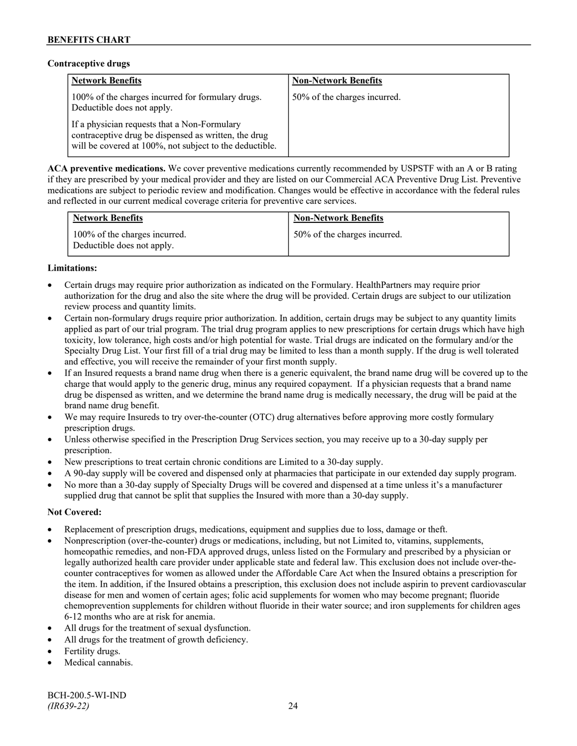**Contraceptive drugs**

| Network Benefits | Non-Network Benefits |
|---|---|
| 100% of the charges incurred for formulary drugs. Deductible does not apply.<br><br>If a physician requests that a Non-Formulary contraceptive drug be dispensed as written, the drug will be covered at 100%, not subject to the deductible. | 50% of the charges incurred. |

**ACA preventive medications.** We cover preventive medications currently recommended by USPSTF with an A or B rating if they are prescribed by your medical provider and they are listed on our Commercial ACA Preventive Drug List. Preventive medications are subject to periodic review and modification. Changes would be effective in accordance with the federal rules and reflected in our current medical coverage criteria for preventive care services.

| Network Benefits | Non-Network Benefits |
|---|---|
| 100% of the charges incurred. Deductible does not apply. | 50% of the charges incurred. |

**Limitations:**

- Certain drugs may require prior authorization as indicated on the Formulary. HealthPartners may require prior authorization for the drug and also the site where the drug will be provided. Certain drugs are subject to our utilization review process and quantity limits.
- Certain non-formulary drugs require prior authorization. In addition, certain drugs may be subject to any quantity limits applied as part of our trial program. The trial drug program applies to new prescriptions for certain drugs which have high toxicity, low tolerance, high costs and/or high potential for waste. Trial drugs are indicated on the formulary and/or the Specialty Drug List. Your first fill of a trial drug may be limited to less than a month supply. If the drug is well tolerated and effective, you will receive the remainder of your first month supply.
- If an Insured requests a brand name drug when there is a generic equivalent, the brand name drug will be covered up to the charge that would apply to the generic drug, minus any required copayment. If a physician requests that a brand name drug be dispensed as written, and we determine the brand name drug is medically necessary, the drug will be paid at the brand name drug benefit.
- We may require Insureds to try over-the-counter (OTC) drug alternatives before approving more costly formulary prescription drugs.
- Unless otherwise specified in the Prescription Drug Services section, you may receive up to a 30-day supply per prescription.
- New prescriptions to treat certain chronic conditions are Limited to a 30-day supply.
- A 90-day supply will be covered and dispensed only at pharmacies that participate in our extended day supply program.
- No more than a 30-day supply of Specialty Drugs will be covered and dispensed at a time unless it's a manufacturer supplied drug that cannot be split that supplies the Insured with more than a 30-day supply.

**Not Covered:**

- Replacement of prescription drugs, medications, equipment and supplies due to loss, damage or theft.
- Nonprescription (over-the-counter) drugs or medications, including, but not Limited to, vitamins, supplements, homeopathic remedies, and non-FDA approved drugs, unless listed on the Formulary and prescribed by a physician or legally authorized health care provider under applicable state and federal law. This exclusion does not include over-the-counter contraceptives for women as allowed under the Affordable Care Act when the Insured obtains a prescription for the item. In addition, if the Insured obtains a prescription, this exclusion does not include aspirin to prevent cardiovascular disease for men and women of certain ages; folic acid supplements for women who may become pregnant; fluoride chemoprevention supplements for children without fluoride in their water source; and iron supplements for children ages 6-12 months who are at risk for anemia.
- All drugs for the treatment of sexual dysfunction.
- All drugs for the treatment of growth deficiency.
- Fertility drugs.
- Medical cannabis.

BCH-200.5-WI-IND
*(IR639-22)*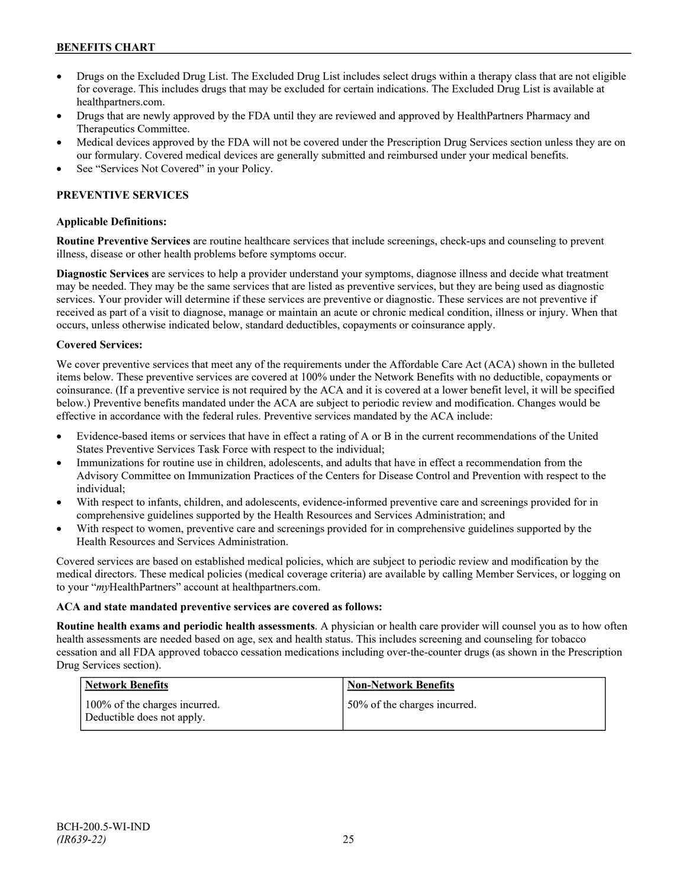- Drugs on the Excluded Drug List. The Excluded Drug List includes select drugs within a therapy class that are not eligible for coverage. This includes drugs that may be excluded for certain indications. The Excluded Drug List is available at healthpartners.com.
- Drugs that are newly approved by the FDA until they are reviewed and approved by HealthPartners Pharmacy and Therapeutics Committee.
- Medical devices approved by the FDA will not be covered under the Prescription Drug Services section unless they are on our formulary. Covered medical devices are generally submitted and reimbursed under your medical benefits.
- See "Services Not Covered" in your Policy.

## PREVENTIVE SERVICES

**Applicable Definitions:**

**Routine Preventive Services** are routine healthcare services that include screenings, check-ups and counseling to prevent illness, disease or other health problems before symptoms occur.

**Diagnostic Services** are services to help a provider understand your symptoms, diagnose illness and decide what treatment may be needed. They may be the same services that are listed as preventive services, but they are being used as diagnostic services. Your provider will determine if these services are preventive or diagnostic. These services are not preventive if received as part of a visit to diagnose, manage or maintain an acute or chronic medical condition, illness or injury. When that occurs, unless otherwise indicated below, standard deductibles, copayments or coinsurance apply.

**Covered Services:**

We cover preventive services that meet any of the requirements under the Affordable Care Act (ACA) shown in the bulleted items below. These preventive services are covered at 100% under the Network Benefits with no deductible, copayments or coinsurance. (If a preventive service is not required by the ACA and it is covered at a lower benefit level, it will be specified below.) Preventive benefits mandated under the ACA are subject to periodic review and modification. Changes would be effective in accordance with the federal rules. Preventive services mandated by the ACA include:

- Evidence-based items or services that have in effect a rating of A or B in the current recommendations of the United States Preventive Services Task Force with respect to the individual;
- Immunizations for routine use in children, adolescents, and adults that have in effect a recommendation from the Advisory Committee on Immunization Practices of the Centers for Disease Control and Prevention with respect to the individual;
- With respect to infants, children, and adolescents, evidence-informed preventive care and screenings provided for in comprehensive guidelines supported by the Health Resources and Services Administration; and
- With respect to women, preventive care and screenings provided for in comprehensive guidelines supported by the Health Resources and Services Administration.

Covered services are based on established medical policies, which are subject to periodic review and modification by the medical directors. These medical policies (medical coverage criteria) are available by calling Member Services, or logging on to your "*my*HealthPartners" account at healthpartners.com.

**ACA and state mandated preventive services are covered as follows:**

**Routine health exams and periodic health assessments**. A physician or health care provider will counsel you as to how often health assessments are needed based on age, sex and health status. This includes screening and counseling for tobacco cessation and all FDA approved tobacco cessation medications including over-the-counter drugs (as shown in the Prescription Drug Services section).

| **Network Benefits** | **Non-Network Benefits** |
|---|---|
| 100% of the charges incurred.<br>Deductible does not apply. | 50% of the charges incurred. |

BCH-200.5-WI-IND
*(IR639-22)*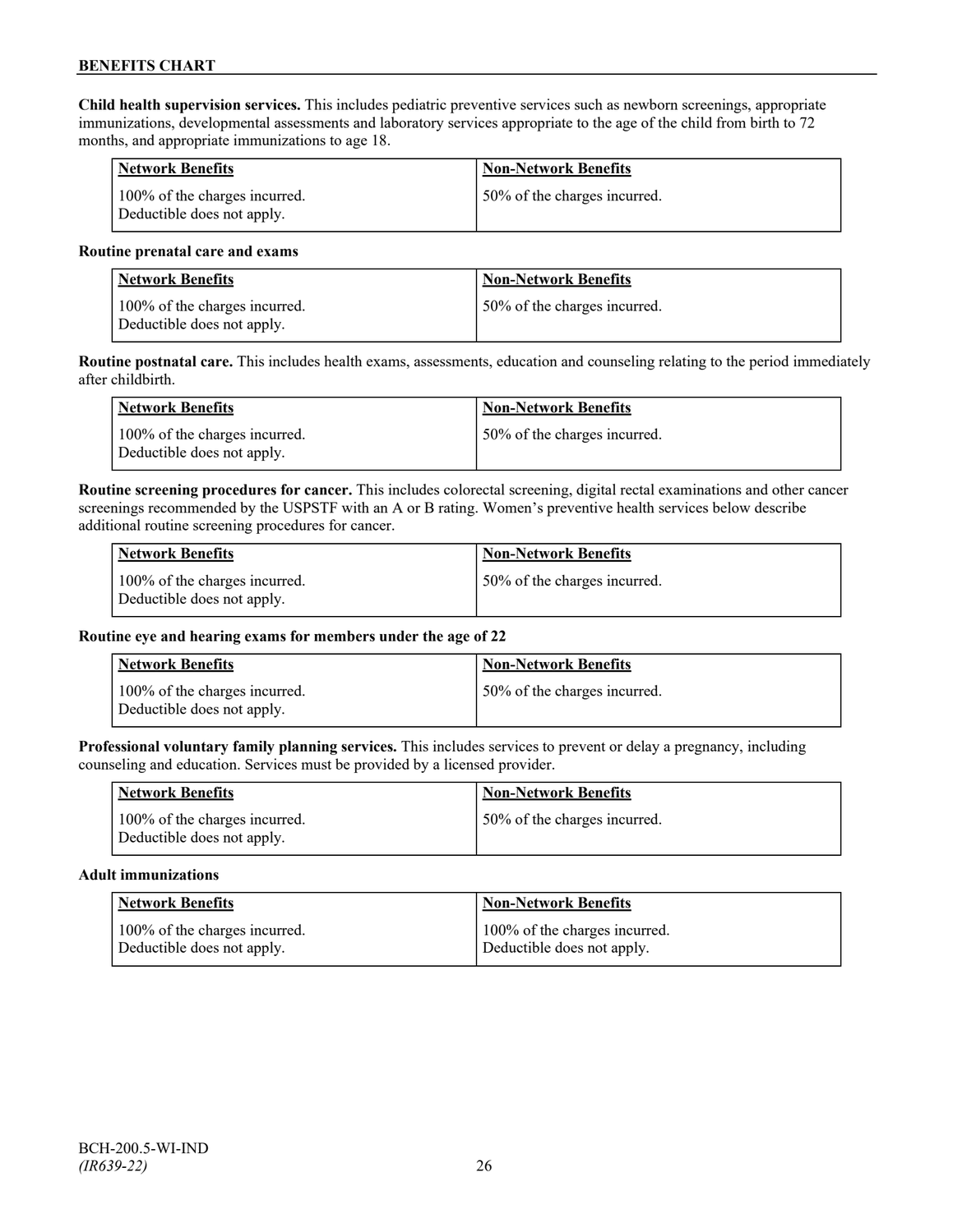**BENEFITS CHART**

**Child health supervision services.** This includes pediatric preventive services such as newborn screenings, appropriate immunizations, developmental assessments and laboratory services appropriate to the age of the child from birth to 72 months, and appropriate immunizations to age 18.

| Network Benefits | Non-Network Benefits |
|---|---|
| 100% of the charges incurred. Deductible does not apply. | 50% of the charges incurred. |

**Routine prenatal care and exams**

| Network Benefits | Non-Network Benefits |
|---|---|
| 100% of the charges incurred. Deductible does not apply. | 50% of the charges incurred. |

**Routine postnatal care.** This includes health exams, assessments, education and counseling relating to the period immediately after childbirth.

| Network Benefits | Non-Network Benefits |
|---|---|
| 100% of the charges incurred. Deductible does not apply. | 50% of the charges incurred. |

**Routine screening procedures for cancer.** This includes colorectal screening, digital rectal examinations and other cancer screenings recommended by the USPSTF with an A or B rating. Women's preventive health services below describe additional routine screening procedures for cancer.

| Network Benefits | Non-Network Benefits |
|---|---|
| 100% of the charges incurred. Deductible does not apply. | 50% of the charges incurred. |

**Routine eye and hearing exams for members under the age of 22**

| Network Benefits | Non-Network Benefits |
|---|---|
| 100% of the charges incurred. Deductible does not apply. | 50% of the charges incurred. |

**Professional voluntary family planning services.** This includes services to prevent or delay a pregnancy, including counseling and education. Services must be provided by a licensed provider.

| Network Benefits | Non-Network Benefits |
|---|---|
| 100% of the charges incurred. Deductible does not apply. | 50% of the charges incurred. |

**Adult immunizations**

| Network Benefits | Non-Network Benefits |
|---|---|
| 100% of the charges incurred. Deductible does not apply. | 100% of the charges incurred. Deductible does not apply. |

BCH-200.5-WI-IND
*(IR639-22)*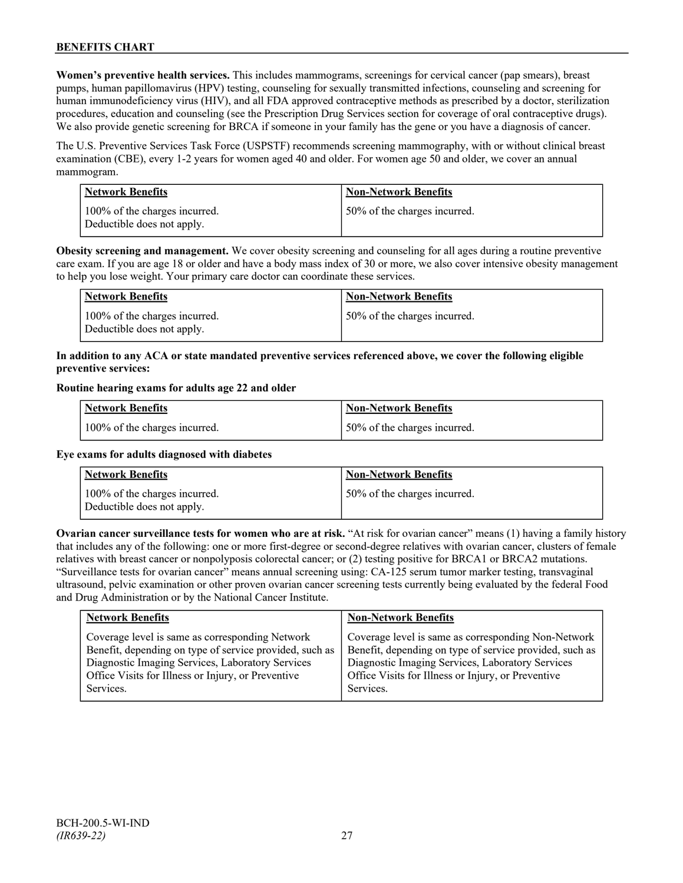**Women's preventive health services.** This includes mammograms, screenings for cervical cancer (pap smears), breast pumps, human papillomavirus (HPV) testing, counseling for sexually transmitted infections, counseling and screening for human immunodeficiency virus (HIV), and all FDA approved contraceptive methods as prescribed by a doctor, sterilization procedures, education and counseling (see the Prescription Drug Services section for coverage of oral contraceptive drugs). We also provide genetic screening for BRCA if someone in your family has the gene or you have a diagnosis of cancer.

The U.S. Preventive Services Task Force (USPSTF) recommends screening mammography, with or without clinical breast examination (CBE), every 1-2 years for women aged 40 and older. For women age 50 and older, we cover an annual mammogram.

| Network Benefits | Non-Network Benefits |
|---|---|
| 100% of the charges incurred.<br>Deductible does not apply. | 50% of the charges incurred. |

**Obesity screening and management.** We cover obesity screening and counseling for all ages during a routine preventive care exam. If you are age 18 or older and have a body mass index of 30 or more, we also cover intensive obesity management to help you lose weight. Your primary care doctor can coordinate these services.

| Network Benefits | Non-Network Benefits |
|---|---|
| 100% of the charges incurred.<br>Deductible does not apply. | 50% of the charges incurred. |

**In addition to any ACA or state mandated preventive services referenced above, we cover the following eligible preventive services:**

**Routine hearing exams for adults age 22 and older**

| Network Benefits | Non-Network Benefits |
|---|---|
| 100% of the charges incurred. | 50% of the charges incurred. |

**Eye exams for adults diagnosed with diabetes**

| Network Benefits | Non-Network Benefits |
|---|---|
| 100% of the charges incurred.<br>Deductible does not apply. | 50% of the charges incurred. |

**Ovarian cancer surveillance tests for women who are at risk.** "At risk for ovarian cancer" means (1) having a family history that includes any of the following: one or more first-degree or second-degree relatives with ovarian cancer, clusters of female relatives with breast cancer or nonpolyposis colorectal cancer; or (2) testing positive for BRCA1 or BRCA2 mutations. "Surveillance tests for ovarian cancer" means annual screening using: CA-125 serum tumor marker testing, transvaginal ultrasound, pelvic examination or other proven ovarian cancer screening tests currently being evaluated by the federal Food and Drug Administration or by the National Cancer Institute.

| Network Benefits | Non-Network Benefits |
|---|---|
| Coverage level is same as corresponding Network Benefit, depending on type of service provided, such as Diagnostic Imaging Services, Laboratory Services Office Visits for Illness or Injury, or Preventive Services. | Coverage level is same as corresponding Non-Network Benefit, depending on type of service provided, such as Diagnostic Imaging Services, Laboratory Services Office Visits for Illness or Injury, or Preventive Services. |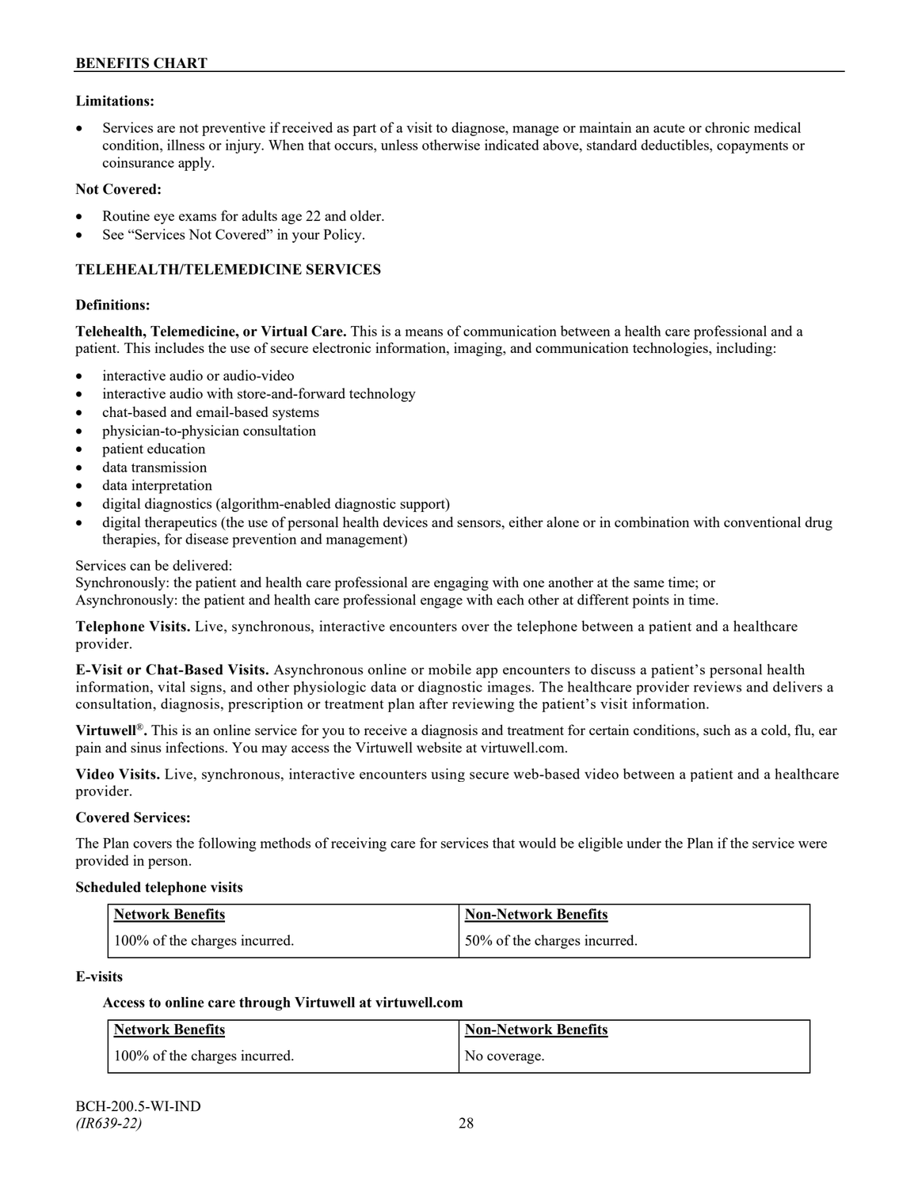**Limitations:**

- Services are not preventive if received as part of a visit to diagnose, manage or maintain an acute or chronic medical condition, illness or injury. When that occurs, unless otherwise indicated above, standard deductibles, copayments or coinsurance apply.

**Not Covered:**

- Routine eye exams for adults age 22 and older.
- See "Services Not Covered" in your Policy.

## TELEHEALTH/TELEMEDICINE SERVICES

**Definitions:**

**Telehealth, Telemedicine, or Virtual Care.** This is a means of communication between a health care professional and a patient. This includes the use of secure electronic information, imaging, and communication technologies, including:

- interactive audio or audio-video
- interactive audio with store-and-forward technology
- chat-based and email-based systems
- physician-to-physician consultation
- patient education
- data transmission
- data interpretation
- digital diagnostics (algorithm-enabled diagnostic support)
- digital therapeutics (the use of personal health devices and sensors, either alone or in combination with conventional drug therapies, for disease prevention and management)

Services can be delivered:
Synchronously: the patient and health care professional are engaging with one another at the same time; or
Asynchronously: the patient and health care professional engage with each other at different points in time.

**Telephone Visits.** Live, synchronous, interactive encounters over the telephone between a patient and a healthcare provider.

**E-Visit or Chat-Based Visits.** Asynchronous online or mobile app encounters to discuss a patient's personal health information, vital signs, and other physiologic data or diagnostic images. The healthcare provider reviews and delivers a consultation, diagnosis, prescription or treatment plan after reviewing the patient's visit information.

**Virtuwell®.** This is an online service for you to receive a diagnosis and treatment for certain conditions, such as a cold, flu, ear pain and sinus infections. You may access the Virtuwell website at virtuwell.com.

**Video Visits.** Live, synchronous, interactive encounters using secure web-based video between a patient and a healthcare provider.

**Covered Services:**

The Plan covers the following methods of receiving care for services that would be eligible under the Plan if the service were provided in person.

**Scheduled telephone visits**

| Network Benefits | Non-Network Benefits |
|---|---|
| 100% of the charges incurred. | 50% of the charges incurred. |

**E-visits**

**Access to online care through Virtuwell at virtuwell.com**

| Network Benefits | Non-Network Benefits |
|---|---|
| 100% of the charges incurred. | No coverage. |

BCH-200.5-WI-IND
*(IR639-22)*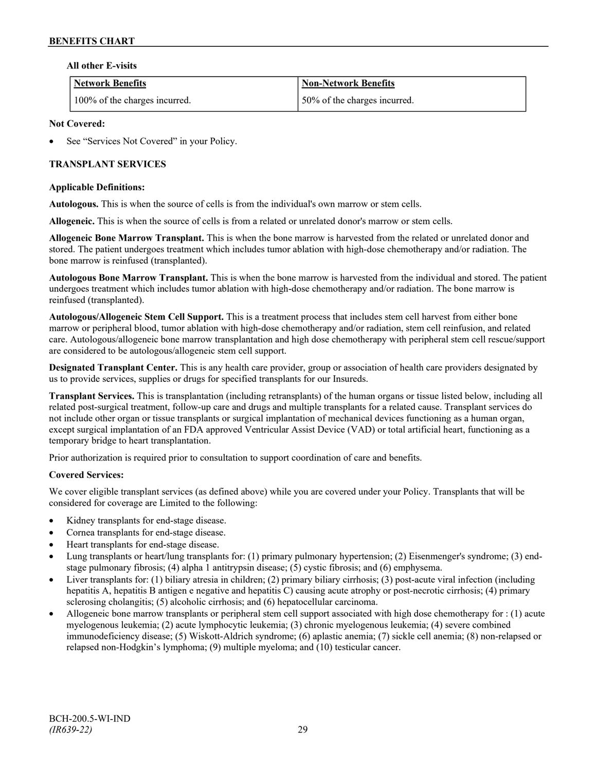**All other E-visits**

| Network Benefits | Non-Network Benefits |
|---|---|
| 100% of the charges incurred. | 50% of the charges incurred. |

**Not Covered:**

- See "Services Not Covered" in your Policy.

**TRANSPLANT SERVICES**

**Applicable Definitions:**

**Autologous.** This is when the source of cells is from the individual's own marrow or stem cells.

**Allogeneic.** This is when the source of cells is from a related or unrelated donor's marrow or stem cells.

**Allogeneic Bone Marrow Transplant.** This is when the bone marrow is harvested from the related or unrelated donor and stored. The patient undergoes treatment which includes tumor ablation with high-dose chemotherapy and/or radiation. The bone marrow is reinfused (transplanted).

**Autologous Bone Marrow Transplant.** This is when the bone marrow is harvested from the individual and stored. The patient undergoes treatment which includes tumor ablation with high-dose chemotherapy and/or radiation. The bone marrow is reinfused (transplanted).

**Autologous/Allogeneic Stem Cell Support.** This is a treatment process that includes stem cell harvest from either bone marrow or peripheral blood, tumor ablation with high-dose chemotherapy and/or radiation, stem cell reinfusion, and related care. Autologous/allogeneic bone marrow transplantation and high dose chemotherapy with peripheral stem cell rescue/support are considered to be autologous/allogeneic stem cell support.

**Designated Transplant Center.** This is any health care provider, group or association of health care providers designated by us to provide services, supplies or drugs for specified transplants for our Insureds.

**Transplant Services.** This is transplantation (including retransplants) of the human organs or tissue listed below, including all related post-surgical treatment, follow-up care and drugs and multiple transplants for a related cause. Transplant services do not include other organ or tissue transplants or surgical implantation of mechanical devices functioning as a human organ, except surgical implantation of an FDA approved Ventricular Assist Device (VAD) or total artificial heart, functioning as a temporary bridge to heart transplantation.

Prior authorization is required prior to consultation to support coordination of care and benefits.

**Covered Services:**

We cover eligible transplant services (as defined above) while you are covered under your Policy. Transplants that will be considered for coverage are Limited to the following:

- Kidney transplants for end-stage disease.
- Cornea transplants for end-stage disease.
- Heart transplants for end-stage disease.
- Lung transplants or heart/lung transplants for: (1) primary pulmonary hypertension; (2) Eisenmenger's syndrome; (3) end-stage pulmonary fibrosis; (4) alpha 1 antitrypsin disease; (5) cystic fibrosis; and (6) emphysema.
- Liver transplants for: (1) biliary atresia in children; (2) primary biliary cirrhosis; (3) post-acute viral infection (including hepatitis A, hepatitis B antigen e negative and hepatitis C) causing acute atrophy or post-necrotic cirrhosis; (4) primary sclerosing cholangitis; (5) alcoholic cirrhosis; and (6) hepatocellular carcinoma.
- Allogeneic bone marrow transplants or peripheral stem cell support associated with high dose chemotherapy for : (1) acute myelogenous leukemia; (2) acute lymphocytic leukemia; (3) chronic myelogenous leukemia; (4) severe combined immunodeficiency disease; (5) Wiskott-Aldrich syndrome; (6) aplastic anemia; (7) sickle cell anemia; (8) non-relapsed or relapsed non-Hodgkin's lymphoma; (9) multiple myeloma; and (10) testicular cancer.

BCH-200.5-WI-IND
*(IR639-22)*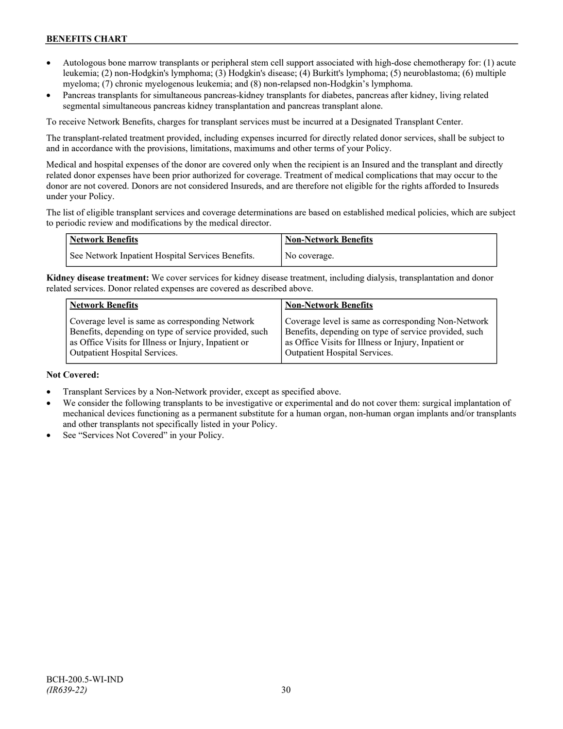- Autologous bone marrow transplants or peripheral stem cell support associated with high-dose chemotherapy for: (1) acute leukemia; (2) non-Hodgkin's lymphoma; (3) Hodgkin's disease; (4) Burkitt's lymphoma; (5) neuroblastoma; (6) multiple myeloma; (7) chronic myelogenous leukemia; and (8) non-relapsed non-Hodgkin's lymphoma.
- Pancreas transplants for simultaneous pancreas-kidney transplants for diabetes, pancreas after kidney, living related segmental simultaneous pancreas kidney transplantation and pancreas transplant alone.

To receive Network Benefits, charges for transplant services must be incurred at a Designated Transplant Center.

The transplant-related treatment provided, including expenses incurred for directly related donor services, shall be subject to and in accordance with the provisions, limitations, maximums and other terms of your Policy.

Medical and hospital expenses of the donor are covered only when the recipient is an Insured and the transplant and directly related donor expenses have been prior authorized for coverage. Treatment of medical complications that may occur to the donor are not covered. Donors are not considered Insureds, and are therefore not eligible for the rights afforded to Insureds under your Policy.

The list of eligible transplant services and coverage determinations are based on established medical policies, which are subject to periodic review and modifications by the medical director.

| Network Benefits | Non-Network Benefits |
|---|---|
| See Network Inpatient Hospital Services Benefits. | No coverage. |

**Kidney disease treatment:** We cover services for kidney disease treatment, including dialysis, transplantation and donor related services. Donor related expenses are covered as described above.

| Network Benefits | Non-Network Benefits |
|---|---|
| Coverage level is same as corresponding Network Benefits, depending on type of service provided, such as Office Visits for Illness or Injury, Inpatient or Outpatient Hospital Services. | Coverage level is same as corresponding Non-Network Benefits, depending on type of service provided, such as Office Visits for Illness or Injury, Inpatient or Outpatient Hospital Services. |

**Not Covered:**

- Transplant Services by a Non-Network provider, except as specified above.
- We consider the following transplants to be investigative or experimental and do not cover them: surgical implantation of mechanical devices functioning as a permanent substitute for a human organ, non-human organ implants and/or transplants and other transplants not specifically listed in your Policy.
- See "Services Not Covered" in your Policy.